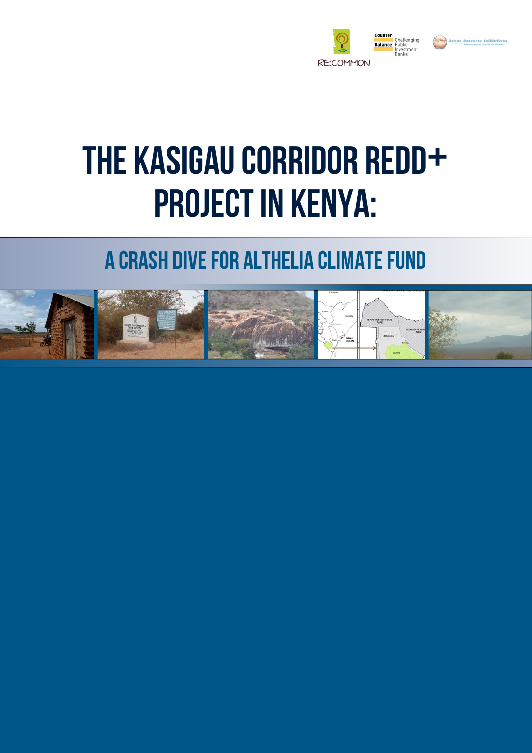RE:COMMON

Counter Balance Challenging Public Investment Banks

Jamaa Resource Initiatives

# THE KASIGAU CORRIDOR REDD+ PROJECT IN KENYA:

## A CRASH DIVE FOR ALTHELIA CLIMATE FUND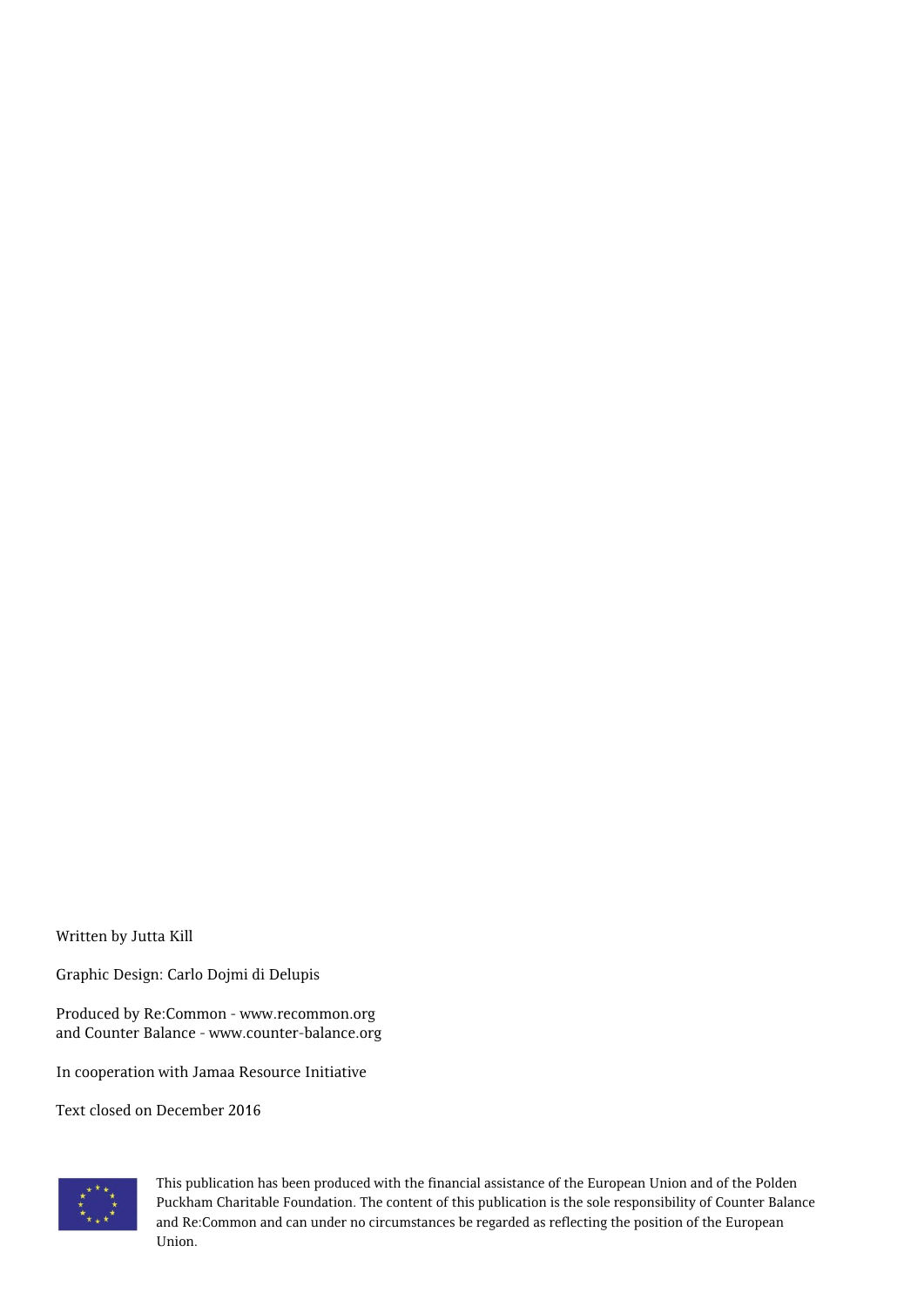Written by Jutta Kill

Graphic Design: Carlo Dojmi di Delupis

Produced by Re:Common - www.recommon.org
and Counter Balance - www.counter-balance.org

In cooperation with Jamaa Resource Initiative

Text closed on December 2016

This publication has been produced with the financial assistance of the European Union and of the Polden Puckham Charitable Foundation. The content of this publication is the sole responsibility of Counter Balance and Re:Common and can under no circumstances be regarded as reflecting the position of the European Union.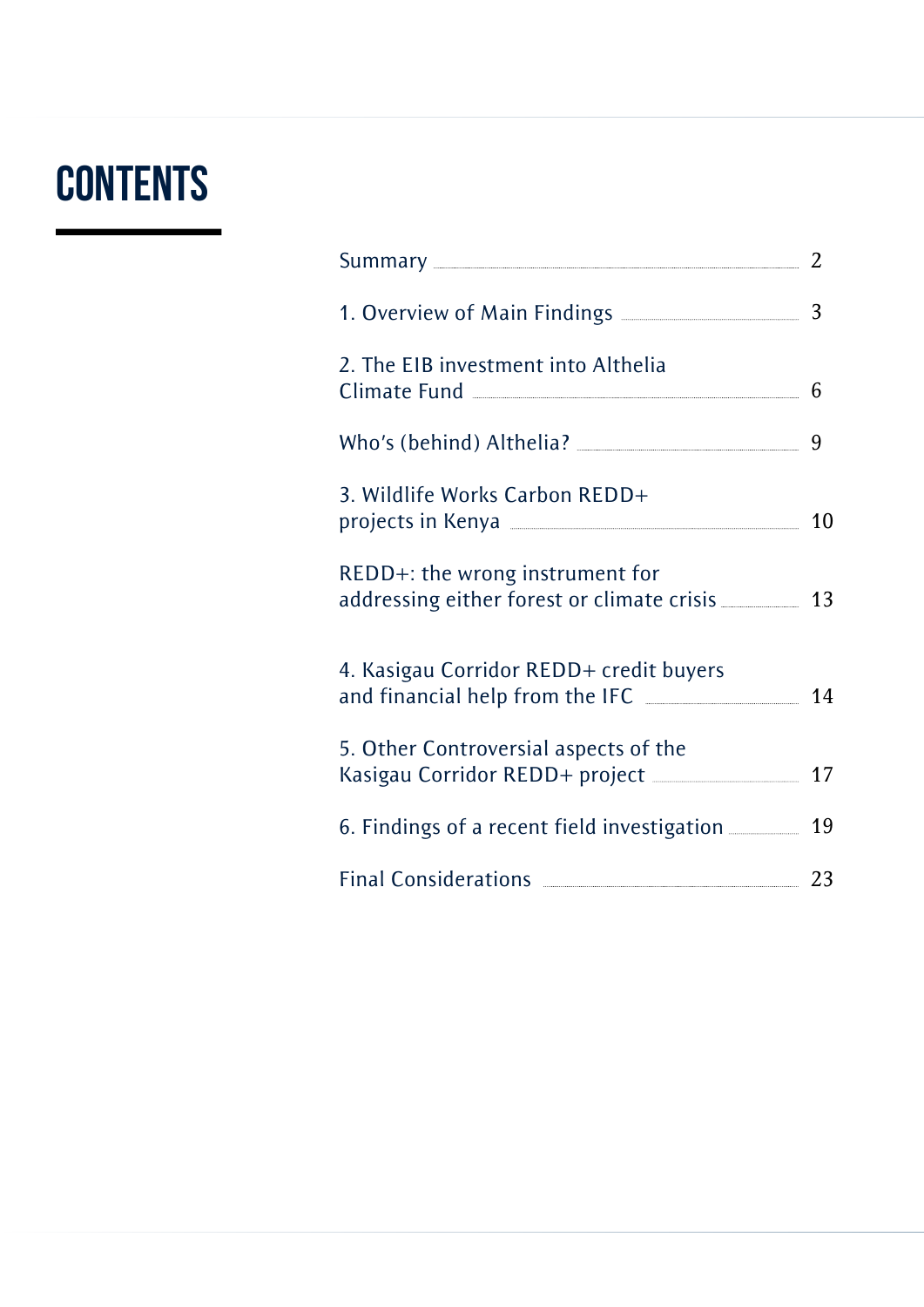# CONTENTS

| | |
|---|---|
| Summary | 2 |
| 1. Overview of Main Findings | 3 |
| 2. The EIB investment into Althelia Climate Fund | 6 |
| Who's (behind) Althelia? | 9 |
| 3. Wildlife Works Carbon REDD+ projects in Kenya | 10 |
| REDD+: the wrong instrument for addressing either forest or climate crisis | 13 |
| 4. Kasigau Corridor REDD+ credit buyers and financial help from the IFC | 14 |
| 5. Other Controversial aspects of the Kasigau Corridor REDD+ project | 17 |
| 6. Findings of a recent field investigation | 19 |
| Final Considerations | 23 |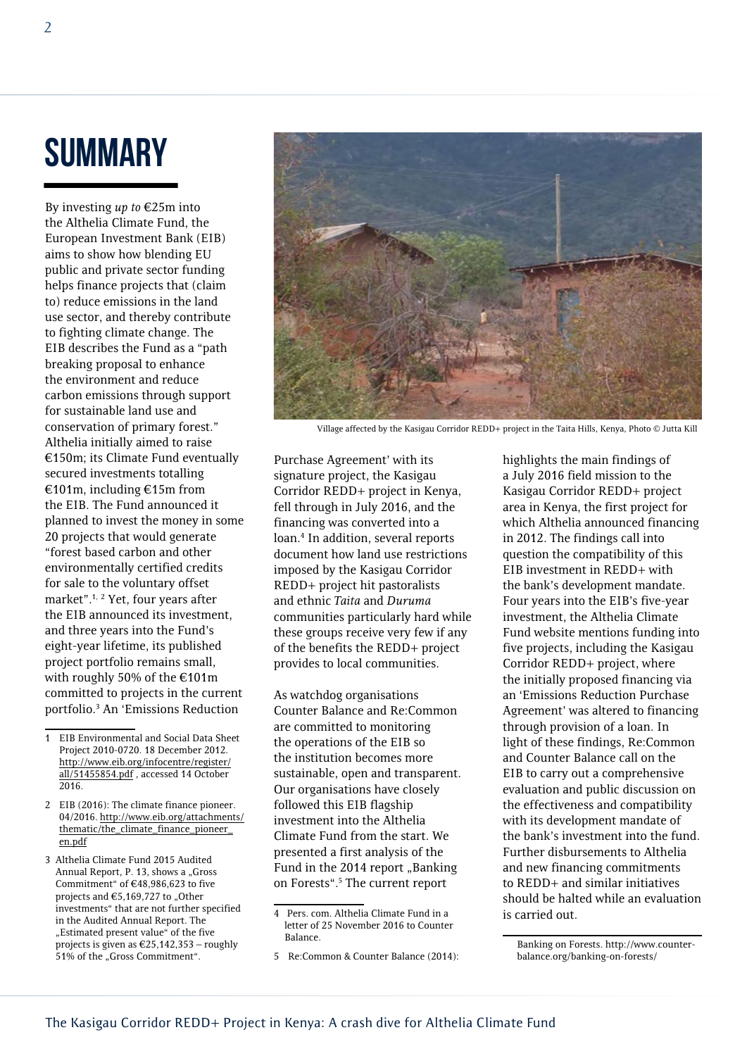# SUMMARY

By investing *up to* €25m into the Althelia Climate Fund, the European Investment Bank (EIB) aims to show how blending EU public and private sector funding helps finance projects that (claim to) reduce emissions in the land use sector, and thereby contribute to fighting climate change. The EIB describes the Fund as a "path breaking proposal to enhance the environment and reduce carbon emissions through support for sustainable land use and conservation of primary forest." Althelia initially aimed to raise €150m; its Climate Fund eventually secured investments totalling €101m, including €15m from the EIB. The Fund announced it planned to invest the money in some 20 projects that would generate "forest based carbon and other environmentally certified credits for sale to the voluntary offset market".[1, 2] Yet, four years after the EIB announced its investment, and three years into the Fund's eight-year lifetime, its published project portfolio remains small, with roughly 50% of the €101m committed to projects in the current portfolio.[3] An 'Emissions Reduction Purchase Agreement' with its signature project, the Kasigau Corridor REDD+ project in Kenya, fell through in July 2016, and the financing was converted into a loan.[4] In addition, several reports document how land use restrictions imposed by the Kasigau Corridor REDD+ project hit pastoralists and ethnic *Taita* and *Duruma* communities particularly hard while these groups receive very few if any of the benefits the REDD+ project provides to local communities.

Village affected by the Kasigau Corridor REDD+ project in the Taita Hills, Kenya, Photo © Jutta Kill

As watchdog organisations Counter Balance and Re:Common are committed to monitoring the operations of the EIB so the institution becomes more sustainable, open and transparent. Our organisations have closely followed this EIB flagship investment into the Althelia Climate Fund from the start. We presented a first analysis of the Fund in the 2014 report „Banking on Forests".[5] The current report highlights the main findings of a July 2016 field mission to the Kasigau Corridor REDD+ project area in Kenya, the first project for which Althelia announced financing in 2012. The findings call into question the compatibility of this EIB investment in REDD+ with the bank's development mandate. Four years into the EIB's five-year investment, the Althelia Climate Fund website mentions funding into five projects, including the Kasigau Corridor REDD+ project, where the initially proposed financing via an 'Emissions Reduction Purchase Agreement' was altered to financing through provision of a loan. In light of these findings, Re:Common and Counter Balance call on the EIB to carry out a comprehensive evaluation and public discussion on the effectiveness and compatibility with its development mandate of the bank's investment into the fund. Further disbursements to Althelia and new financing commitments to REDD+ and similar initiatives should be halted while an evaluation is carried out.

---

1. EIB Environmental and Social Data Sheet Project 2010-0720. 18 December 2012. http://www.eib.org/infocentre/register/all/51455854.pdf , accessed 14 October 2016.
2. EIB (2016): The climate finance pioneer. 04/2016. http://www.eib.org/attachments/thematic/the_climate_finance_pioneer_en.pdf
3. Althelia Climate Fund 2015 Audited Annual Report, P. 13, shows a „Gross Commitment" of €48,986,623 to five projects and €5,169,727 to „Other investments" that are not further specified in the Audited Annual Report. The „Estimated present value" of the five projects is given as €25,142,353 – roughly 51% of the „Gross Commitment".
4. Pers. com. Althelia Climate Fund in a letter of 25 November 2016 to Counter Balance.
5. Re:Common & Counter Balance (2014): Banking on Forests. http://www.counter-balance.org/banking-on-forests/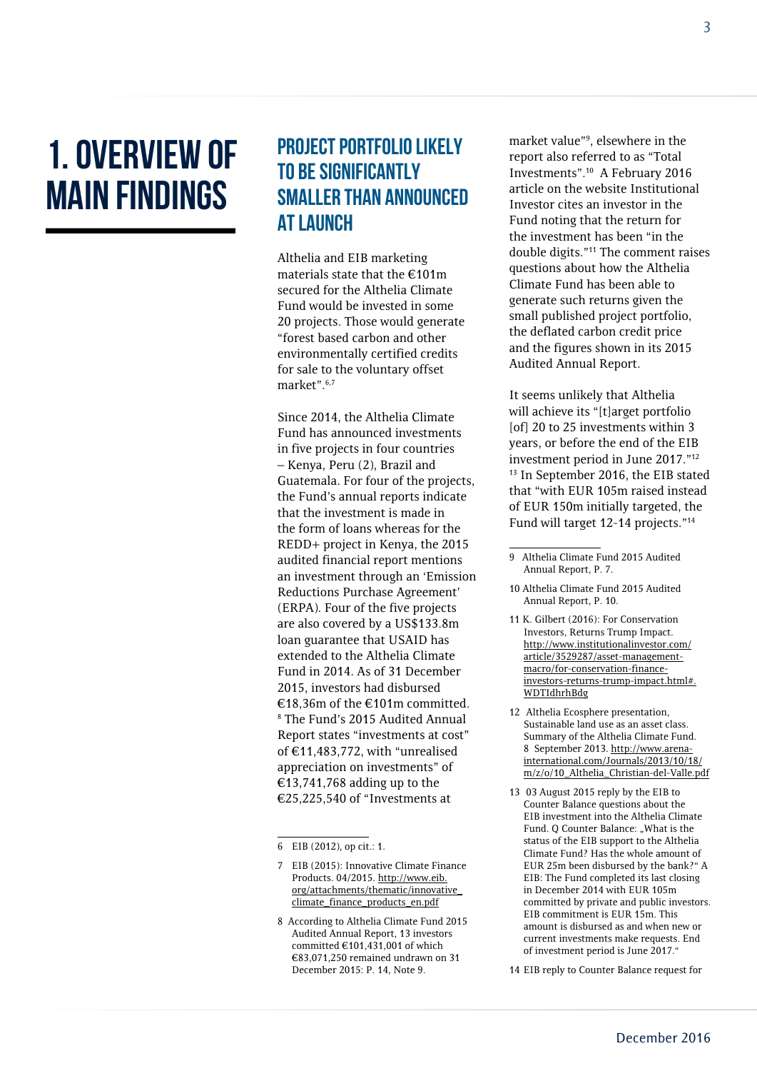# 1. OVERVIEW OF MAIN FINDINGS

## PROJECT PORTFOLIO LIKELY TO BE SIGNIFICANTLY SMALLER THAN ANNOUNCED AT LAUNCH

Althelia and EIB marketing materials state that the €101m secured for the Althelia Climate Fund would be invested in some 20 projects. Those would generate "forest based carbon and other environmentally certified credits for sale to the voluntary offset market".[6,7]

Since 2014, the Althelia Climate Fund has announced investments in five projects in four countries – Kenya, Peru (2), Brazil and Guatemala. For four of the projects, the Fund's annual reports indicate that the investment is made in the form of loans whereas for the REDD+ project in Kenya, the 2015 audited financial report mentions an investment through an 'Emission Reductions Purchase Agreement' (ERPA). Four of the five projects are also covered by a US$133.8m loan guarantee that USAID has extended to the Althelia Climate Fund in 2014. As of 31 December 2015, investors had disbursed €18,36m of the €101m committed.[8] The Fund's 2015 Audited Annual Report states "investments at cost" of €11,483,772, with "unrealised appreciation on investments" of €13,741,768 adding up to the €25,225,540 of "Investments at market value"[9], elsewhere in the report also referred to as "Total Investments".[10] A February 2016 article on the website Institutional Investor cites an investor in the Fund noting that the return for the investment has been "in the double digits."[11] The comment raises questions about how the Althelia Climate Fund has been able to generate such returns given the small published project portfolio, the deflated carbon credit price and the figures shown in its 2015 Audited Annual Report.

It seems unlikely that Althelia will achieve its "[t]arget portfolio [of] 20 to 25 investments within 3 years, or before the end of the EIB investment period in June 2017."[12] [13] In September 2016, the EIB stated that "with EUR 105m raised instead of EUR 150m initially targeted, the Fund will target 12-14 projects."[14]

---

6 EIB (2012), op cit.: 1.

7 EIB (2015): Innovative Climate Finance Products. 04/2015. http://www.eib.org/attachments/thematic/innovative_climate_finance_products_en.pdf

8 According to Althelia Climate Fund 2015 Audited Annual Report, 13 investors committed €101,431,001 of which €83,071,250 remained undrawn on 31 December 2015: P. 14, Note 9.

9 Althelia Climate Fund 2015 Audited Annual Report, P. 7.

10 Althelia Climate Fund 2015 Audited Annual Report, P. 10.

11 K. Gilbert (2016): For Conservation Investors, Returns Trump Impact. http://www.institutionalinvestor.com/article/3529287/asset-management-macro/for-conservation-finance-investors-returns-trump-impact.html#.WDTIdhrhBdg

12 Althelia Ecosphere presentation, Sustainable land use as an asset class. Summary of the Althelia Climate Fund. 8 September 2013. http://www.arena-international.com/Journals/2013/10/18/m/z/o/10_Althelia_Christian-del-Valle.pdf

13 03 August 2015 reply by the EIB to Counter Balance questions about the EIB investment into the Althelia Climate Fund. Q Counter Balance: „What is the status of the EIB support to the Althelia Climate Fund? Has the whole amount of EUR 25m been disbursed by the bank?" A EIB: The Fund completed its last closing in December 2014 with EUR 105m committed by private and public investors. EIB commitment is EUR 15m. This amount is disbursed as and when new or current investments make requests. End of investment period is June 2017."

14 EIB reply to Counter Balance request for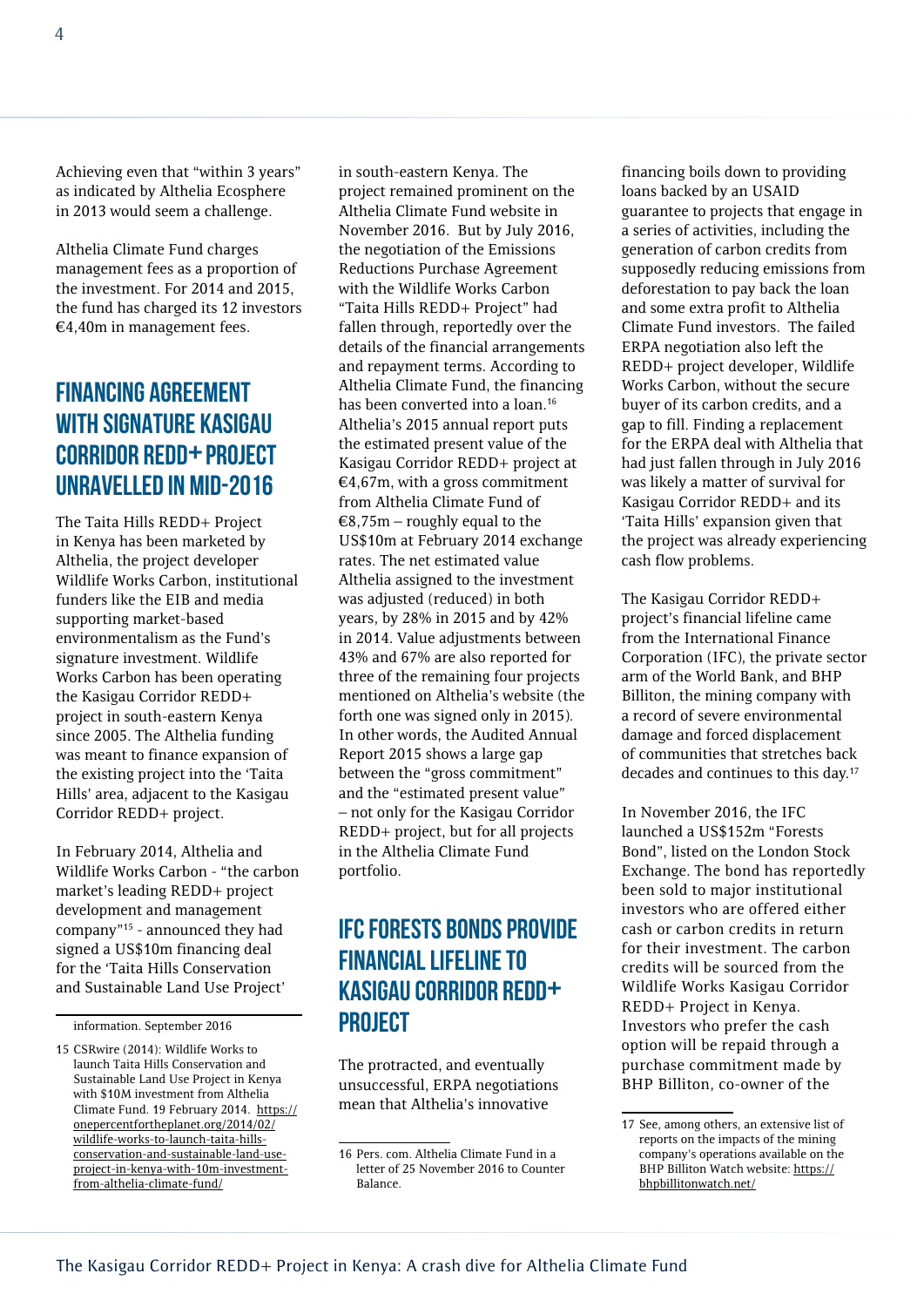Achieving even that "within 3 years" as indicated by Althelia Ecosphere in 2013 would seem a challenge.

Althelia Climate Fund charges management fees as a proportion of the investment. For 2014 and 2015, the fund has charged its 12 investors €4,40m in management fees.

## Financing agreement with signature Kasigau Corridor REDD+ project unravelled in mid-2016

The Taita Hills REDD+ Project in Kenya has been marketed by Althelia, the project developer Wildlife Works Carbon, institutional funders like the EIB and media supporting market-based environmentalism as the Fund's signature investment. Wildlife Works Carbon has been operating the Kasigau Corridor REDD+ project in south-eastern Kenya since 2005. The Althelia funding was meant to finance expansion of the existing project into the 'Taita Hills' area, adjacent to the Kasigau Corridor REDD+ project.

In February 2014, Althelia and Wildlife Works Carbon - "the carbon market's leading REDD+ project development and management company"[15] - announced they had signed a US$10m financing deal for the 'Taita Hills Conservation and Sustainable Land Use Project' in south-eastern Kenya. The project remained prominent on the Althelia Climate Fund website in November 2016. But by July 2016, the negotiation of the Emissions Reductions Purchase Agreement with the Wildlife Works Carbon "Taita Hills REDD+ Project" had fallen through, reportedly over the details of the financial arrangements and repayment terms. According to Althelia Climate Fund, the financing has been converted into a loan.[16] Althelia's 2015 annual report puts the estimated present value of the Kasigau Corridor REDD+ project at €4,67m, with a gross commitment from Althelia Climate Fund of €8,75m – roughly equal to the US$10m at February 2014 exchange rates. The net estimated value Althelia assigned to the investment was adjusted (reduced) in both years, by 28% in 2015 and by 42% in 2014. Value adjustments between 43% and 67% are also reported for three of the remaining four projects mentioned on Althelia's website (the forth one was signed only in 2015). In other words, the Audited Annual Report 2015 shows a large gap between the "gross commitment" and the "estimated present value" – not only for the Kasigau Corridor REDD+ project, but for all projects in the Althelia Climate Fund portfolio.

## IFC Forests Bonds provide financial lifeline to Kasigau Corridor REDD+ project

The protracted, and eventually unsuccessful, ERPA negotiations mean that Althelia's innovative financing boils down to providing loans backed by an USAID guarantee to projects that engage in a series of activities, including the generation of carbon credits from supposedly reducing emissions from deforestation to pay back the loan and some extra profit to Althelia Climate Fund investors. The failed ERPA negotiation also left the REDD+ project developer, Wildlife Works Carbon, without the secure buyer of its carbon credits, and a gap to fill. Finding a replacement for the ERPA deal with Althelia that had just fallen through in July 2016 was likely a matter of survival for Kasigau Corridor REDD+ and its 'Taita Hills' expansion given that the project was already experiencing cash flow problems.

The Kasigau Corridor REDD+ project's financial lifeline came from the International Finance Corporation (IFC), the private sector arm of the World Bank, and BHP Billiton, the mining company with a record of severe environmental damage and forced displacement of communities that stretches back decades and continues to this day.[17]

In November 2016, the IFC launched a US$152m "Forests Bond", listed on the London Stock Exchange. The bond has reportedly been sold to major institutional investors who are offered either cash or carbon credits in return for their investment. The carbon credits will be sourced from the Wildlife Works Kasigau Corridor REDD+ Project in Kenya. Investors who prefer the cash option will be repaid through a purchase commitment made by BHP Billiton, co-owner of the

---

information. September 2016

15 CSRwire (2014): Wildlife Works to launch Taita Hills Conservation and Sustainable Land Use Project in Kenya with $10M investment from Althelia Climate Fund. 19 February 2014. https://onepercentfortheplanet.org/2014/02/wildlife-works-to-launch-taita-hills-conservation-and-sustainable-land-use-project-in-kenya-with-10m-investment-from-althelia-climate-fund/

16 Pers. com. Althelia Climate Fund in a letter of 25 November 2016 to Counter Balance.

17 See, among others, an extensive list of reports on the impacts of the mining company's operations available on the BHP Billiton Watch website: https://bhpbillitonwatch.net/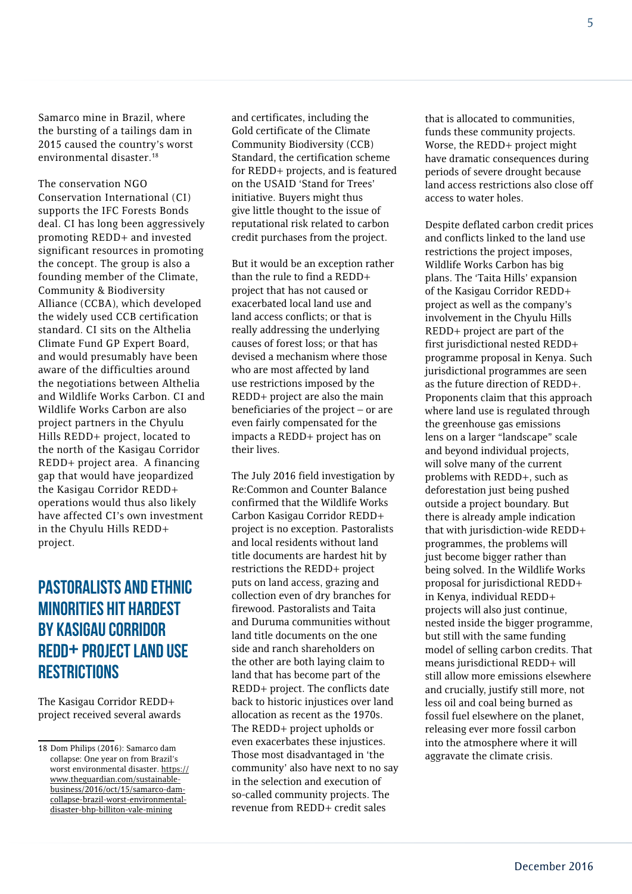Samarco mine in Brazil, where the bursting of a tailings dam in 2015 caused the country's worst environmental disaster.[18]

The conservation NGO Conservation International (CI) supports the IFC Forests Bonds deal. CI has long been aggressively promoting REDD+ and invested significant resources in promoting the concept. The group is also a founding member of the Climate, Community & Biodiversity Alliance (CCBA), which developed the widely used CCB certification standard. CI sits on the Althelia Climate Fund GP Expert Board, and would presumably have been aware of the difficulties around the negotiations between Althelia and Wildlife Works Carbon. CI and Wildlife Works Carbon are also project partners in the Chyulu Hills REDD+ project, located to the north of the Kasigau Corridor REDD+ project area. A financing gap that would have jeopardized the Kasigau Corridor REDD+ operations would thus also likely have affected CI's own investment in the Chyulu Hills REDD+ project.

## PASTORALISTS AND ETHNIC MINORITIES HIT HARDEST BY KASIGAU CORRIDOR REDD+ PROJECT LAND USE RESTRICTIONS

The Kasigau Corridor REDD+ project received several awards and certificates, including the Gold certificate of the Climate Community Biodiversity (CCB) Standard, the certification scheme for REDD+ projects, and is featured on the USAID 'Stand for Trees' initiative. Buyers might thus give little thought to the issue of reputational risk related to carbon credit purchases from the project.

But it would be an exception rather than the rule to find a REDD+ project that has not caused or exacerbated local land use and land access conflicts; or that is really addressing the underlying causes of forest loss; or that has devised a mechanism where those who are most affected by land use restrictions imposed by the REDD+ project are also the main beneficiaries of the project – or are even fairly compensated for the impacts a REDD+ project has on their lives.

The July 2016 field investigation by Re:Common and Counter Balance confirmed that the Wildlife Works Carbon Kasigau Corridor REDD+ project is no exception. Pastoralists and local residents without land title documents are hardest hit by restrictions the REDD+ project puts on land access, grazing and collection even of dry branches for firewood. Pastoralists and Taita and Duruma communities without land title documents on the one side and ranch shareholders on the other are both laying claim to land that has become part of the REDD+ project. The conflicts date back to historic injustices over land allocation as recent as the 1970s. The REDD+ project upholds or even exacerbates these injustices. Those most disadvantaged in 'the community' also have next to no say in the selection and execution of so-called community projects. The revenue from REDD+ credit sales that is allocated to communities, funds these community projects. Worse, the REDD+ project might have dramatic consequences during periods of severe drought because land access restrictions also close off access to water holes.

Despite deflated carbon credit prices and conflicts linked to the land use restrictions the project imposes, Wildlife Works Carbon has big plans. The 'Taita Hills' expansion of the Kasigau Corridor REDD+ project as well as the company's involvement in the Chyulu Hills REDD+ project are part of the first jurisdictional nested REDD+ programme proposal in Kenya. Such jurisdictional programmes are seen as the future direction of REDD+. Proponents claim that this approach where land use is regulated through the greenhouse gas emissions lens on a larger "landscape" scale and beyond individual projects, will solve many of the current problems with REDD+, such as deforestation just being pushed outside a project boundary. But there is already ample indication that with jurisdiction-wide REDD+ programmes, the problems will just become bigger rather than being solved. In the Wildlife Works proposal for jurisdictional REDD+ in Kenya, individual REDD+ projects will also just continue, nested inside the bigger programme, but still with the same funding model of selling carbon credits. That means jurisdictional REDD+ will still allow more emissions elsewhere and crucially, justify still more, not less oil and coal being burned as fossil fuel elsewhere on the planet, releasing ever more fossil carbon into the atmosphere where it will aggravate the climate crisis.

18 Dom Philips (2016): Samarco dam collapse: One year on from Brazil's worst environmental disaster. https://www.theguardian.com/sustainable-business/2016/oct/15/samarco-dam-collapse-brazil-worst-environmental-disaster-bhp-billiton-vale-mining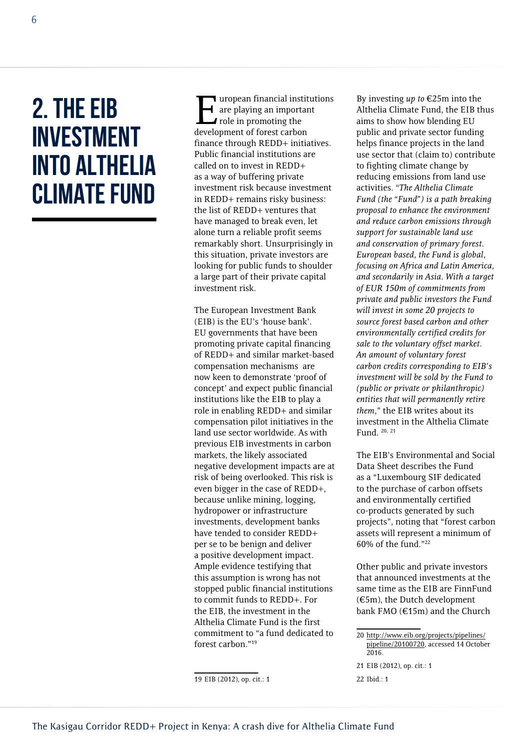## 2. THE EIB INVESTMENT INTO ALTHELIA CLIMATE FUND

European financial institutions are playing an important role in promoting the development of forest carbon finance through REDD+ initiatives. Public financial institutions are called on to invest in REDD+ as a way of buffering private investment risk because investment in REDD+ remains risky business: the list of REDD+ ventures that have managed to break even, let alone turn a reliable profit seems remarkably short. Unsurprisingly in this situation, private investors are looking for public funds to shoulder a large part of their private capital investment risk.

The European Investment Bank (EIB) is the EU's 'house bank'. EU governments that have been promoting private capital financing of REDD+ and similar market-based compensation mechanisms are now keen to demonstrate 'proof of concept' and expect public financial institutions like the EIB to play a role in enabling REDD+ and similar compensation pilot initiatives in the land use sector worldwide. As with previous EIB investments in carbon markets, the likely associated negative development impacts are at risk of being overlooked. This risk is even bigger in the case of REDD+, because unlike mining, logging, hydropower or infrastructure investments, development banks have tended to consider REDD+ per se to be benign and deliver a positive development impact. Ample evidence testifying that this assumption is wrong has not stopped public financial institutions to commit funds to REDD+. For the EIB, the investment in the Althelia Climate Fund is the first commitment to "a fund dedicated to forest carbon."[19]

By investing *up to* €25m into the Althelia Climate Fund, the EIB thus aims to show how blending EU public and private sector funding helps finance projects in the land use sector that (claim to) contribute to fighting climate change by reducing emissions from land use activities. "*The Althelia Climate Fund (the "Fund") is a path breaking proposal to enhance the environment and reduce carbon emissions through support for sustainable land use and conservation of primary forest. European based, the Fund is global, focusing on Africa and Latin America, and secondarily in Asia. With a target of EUR 150m of commitments from private and public investors the Fund will invest in some 20 projects to source forest based carbon and other environmentally certified credits for sale to the voluntary offset market. An amount of voluntary forest carbon credits corresponding to EIB's investment will be sold by the Fund to (public or private or philanthropic) entities that will permanently retire them*," the EIB writes about its investment in the Althelia Climate Fund.[20, 21]

The EIB's Environmental and Social Data Sheet describes the Fund as a "Luxembourg SIF dedicated to the purchase of carbon offsets and environmentally certified co-products generated by such projects", noting that "forest carbon assets will represent a minimum of 60% of the fund."[22]

Other public and private investors that announced investments at the same time as the EIB are FinnFund (€5m), the Dutch development bank FMO (€15m) and the Church

---

19 EIB (2012), op. cit.: 1

20 http://www.eib.org/projects/pipelines/pipeline/20100720, accessed 14 October 2016.

21 EIB (2012), op. cit.: 1

22 Ibid.: 1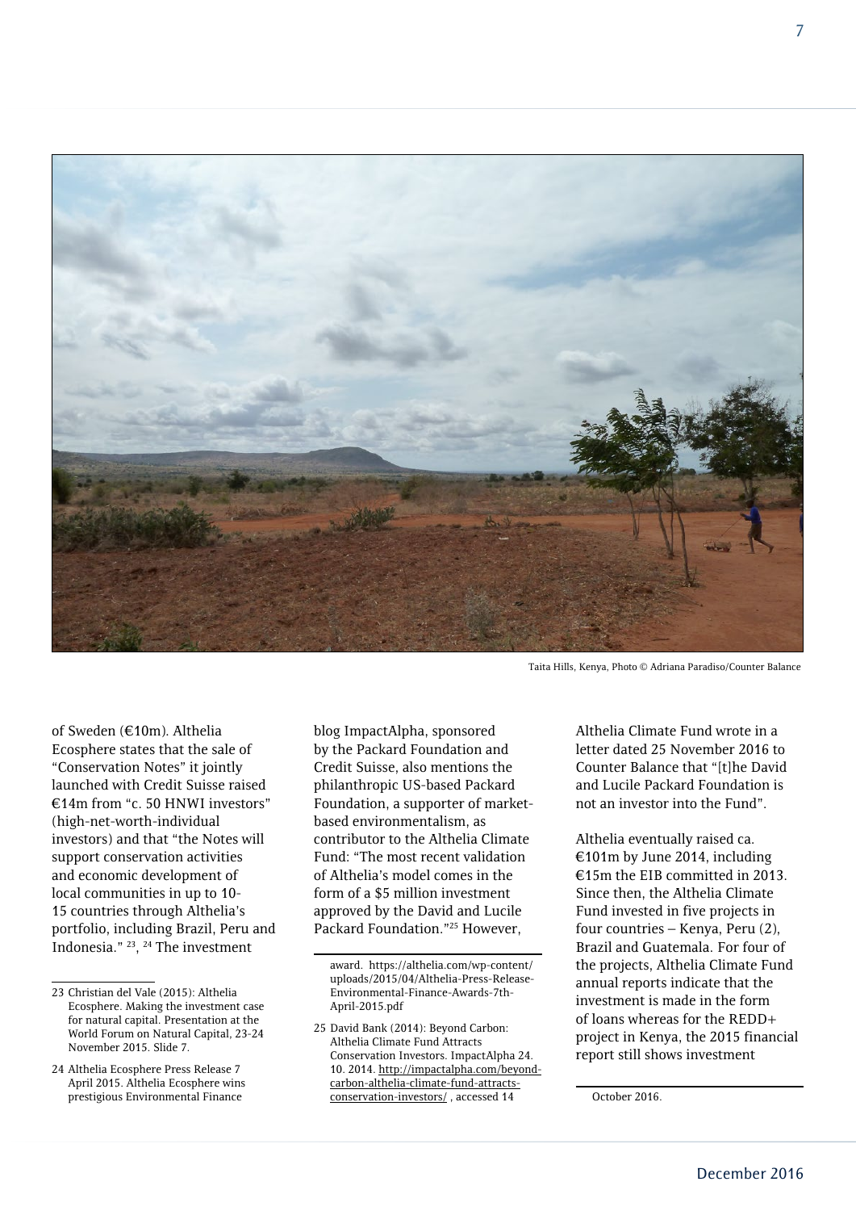Taita Hills, Kenya, Photo © Adriana Paradiso/Counter Balance

of Sweden (€10m). Althelia Ecosphere states that the sale of "Conservation Notes" it jointly launched with Credit Suisse raised €14m from "c. 50 HNWI investors" (high-net-worth-individual investors) and that "the Notes will support conservation activities and economic development of local communities in up to 10-15 countries through Althelia's portfolio, including Brazil, Peru and Indonesia." [23], [24] The investment blog ImpactAlpha, sponsored by the Packard Foundation and Credit Suisse, also mentions the philanthropic US-based Packard Foundation, a supporter of market-based environmentalism, as contributor to the Althelia Climate Fund: "The most recent validation of Althelia's model comes in the form of a $5 million investment approved by the David and Lucile Packard Foundation."[25] However, Althelia Climate Fund wrote in a letter dated 25 November 2016 to Counter Balance that "[t]he David and Lucile Packard Foundation is not an investor into the Fund".

Althelia eventually raised ca. €101m by June 2014, including €15m the EIB committed in 2013. Since then, the Althelia Climate Fund invested in five projects in four countries – Kenya, Peru (2), Brazil and Guatemala. For four of the projects, Althelia Climate Fund annual reports indicate that the investment is made in the form of loans whereas for the REDD+ project in Kenya, the 2015 financial report still shows investment

---

23 Christian del Vale (2015): Althelia Ecosphere. Making the investment case for natural capital. Presentation at the World Forum on Natural Capital, 23-24 November 2015. Slide 7.

24 Althelia Ecosphere Press Release 7 April 2015. Althelia Ecosphere wins prestigious Environmental Finance award. https://althelia.com/wp-content/uploads/2015/04/Althelia-Press-Release-Environmental-Finance-Awards-7th-April-2015.pdf

25 David Bank (2014): Beyond Carbon: Althelia Climate Fund Attracts Conservation Investors. ImpactAlpha 24. 10. 2014. http://impactalpha.com/beyond-carbon-althelia-climate-fund-attracts-conservation-investors/ , accessed 14 October 2016.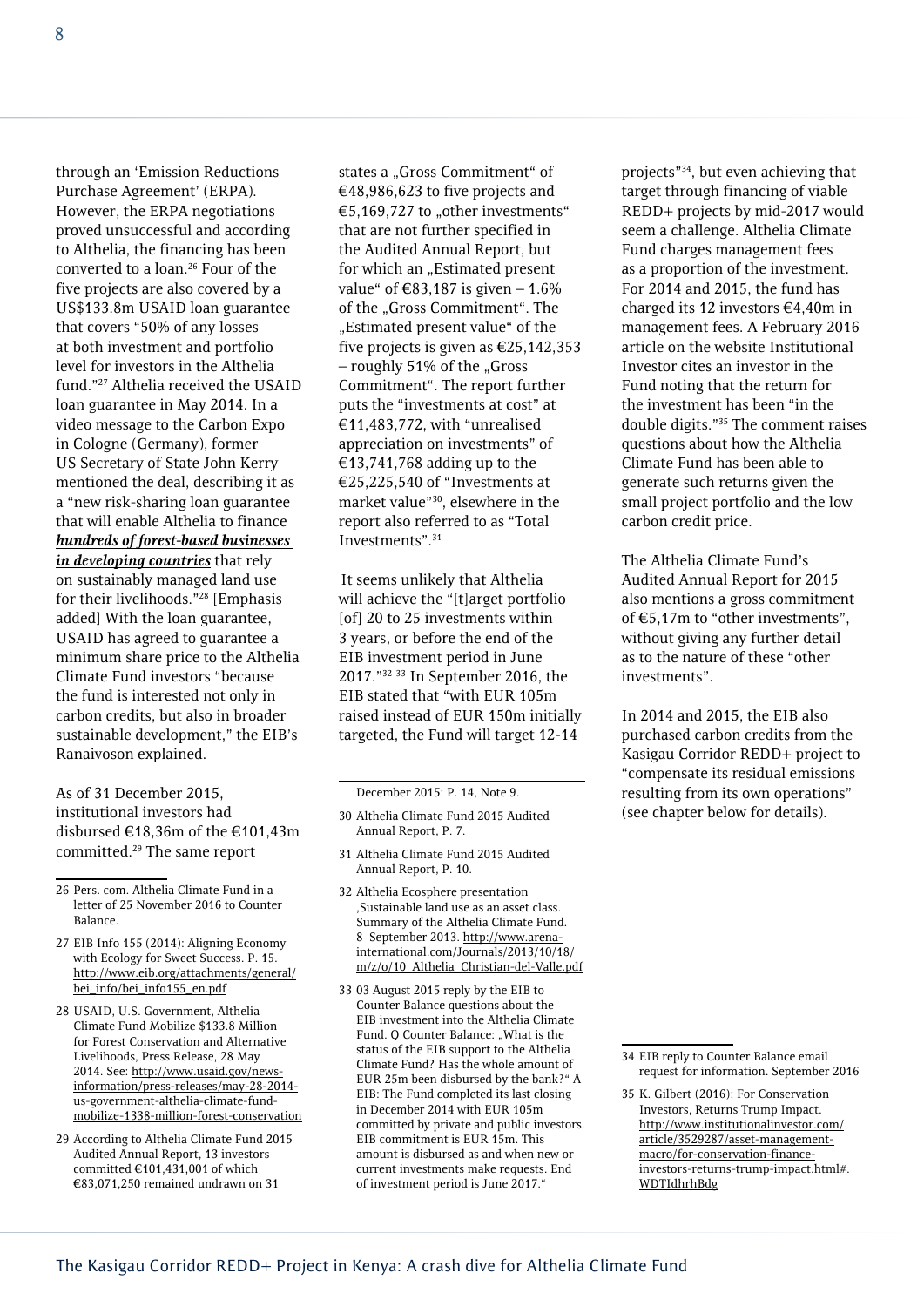through an 'Emission Reductions Purchase Agreement' (ERPA). However, the ERPA negotiations proved unsuccessful and according to Althelia, the financing has been converted to a loan.[26] Four of the five projects are also covered by a US$133.8m USAID loan guarantee that covers "50% of any losses at both investment and portfolio level for investors in the Althelia fund."[27] Althelia received the USAID loan guarantee in May 2014. In a video message to the Carbon Expo in Cologne (Germany), former US Secretary of State John Kerry mentioned the deal, describing it as a "new risk-sharing loan guarantee that will enable Althelia to finance ***hundreds of forest-based businesses in developing countries*** that rely on sustainably managed land use for their livelihoods."[28] [Emphasis added] With the loan guarantee, USAID has agreed to guarantee a minimum share price to the Althelia Climate Fund investors "because the fund is interested not only in carbon credits, but also in broader sustainable development," the EIB's Ranaivoson explained.

As of 31 December 2015, institutional investors had disbursed €18,36m of the €101,43m committed.[29] The same report states a „Gross Commitment" of €48,986,623 to five projects and €5,169,727 to „other investments" that are not further specified in the Audited Annual Report, but for which an „Estimated present value" of €83,187 is given – 1.6% of the „Gross Commitment". The „Estimated present value" of the five projects is given as €25,142,353 – roughly 51% of the „Gross Commitment". The report further puts the "investments at cost" at €11,483,772, with "unrealised appreciation on investments" of €13,741,768 adding up to the €25,225,540 of "Investments at market value"[30], elsewhere in the report also referred to as "Total Investments".[31]

It seems unlikely that Althelia will achieve the "[t]arget portfolio [of] 20 to 25 investments within 3 years, or before the end of the EIB investment period in June 2017."[32] [33] In September 2016, the EIB stated that "with EUR 105m raised instead of EUR 150m initially targeted, the Fund will target 12-14 projects"[34], but even achieving that target through financing of viable REDD+ projects by mid-2017 would seem a challenge. Althelia Climate Fund charges management fees as a proportion of the investment. For 2014 and 2015, the fund has charged its 12 investors €4,40m in management fees. A February 2016 article on the website Institutional Investor cites an investor in the Fund noting that the return for the investment has been "in the double digits."[35] The comment raises questions about how the Althelia Climate Fund has been able to generate such returns given the small project portfolio and the low carbon credit price.

The Althelia Climate Fund's Audited Annual Report for 2015 also mentions a gross commitment of €5,17m to "other investments", without giving any further detail as to the nature of these "other investments".

In 2014 and 2015, the EIB also purchased carbon credits from the Kasigau Corridor REDD+ project to "compensate its residual emissions resulting from its own operations" (see chapter below for details).

---

26 Pers. com. Althelia Climate Fund in a letter of 25 November 2016 to Counter Balance.

27 EIB Info 155 (2014): Aligning Economy with Ecology for Sweet Success. P. 15. http://www.eib.org/attachments/general/bei_info/bei_info155_en.pdf

28 USAID, U.S. Government, Althelia Climate Fund Mobilize $133.8 Million for Forest Conservation and Alternative Livelihoods, Press Release, 28 May 2014. See: http://www.usaid.gov/news-information/press-releases/may-28-2014-us-government-althelia-climate-fund-mobilize-1338-million-forest-conservation

29 According to Althelia Climate Fund 2015 Audited Annual Report, 13 investors committed €101,431,001 of which €83,071,250 remained undrawn on 31 December 2015: P. 14, Note 9.

30 Althelia Climate Fund 2015 Audited Annual Report, P. 7.

31 Althelia Climate Fund 2015 Audited Annual Report, P. 10.

32 Althelia Ecosphere presentation ‚Sustainable land use as an asset class. Summary of the Althelia Climate Fund. 8 September 2013. http://www.arena-international.com/Journals/2013/10/18/m/z/o/10_Althelia_Christian-del-Valle.pdf

33 03 August 2015 reply by the EIB to Counter Balance questions about the EIB investment into the Althelia Climate Fund. Q Counter Balance: „What is the status of the EIB support to the Althelia Climate Fund? Has the whole amount of EUR 25m been disbursed by the bank?" A EIB: The Fund completed its last closing in December 2014 with EUR 105m committed by private and public investors. EIB commitment is EUR 15m. This amount is disbursed as and when new or current investments make requests. End of investment period is June 2017."

34 EIB reply to Counter Balance email request for information. September 2016

35 K. Gilbert (2016): For Conservation Investors, Returns Trump Impact. http://www.institutionalinvestor.com/article/3529287/asset-management-macro/for-conservation-finance-investors-returns-trump-impact.html#.WDTIdhrhBdg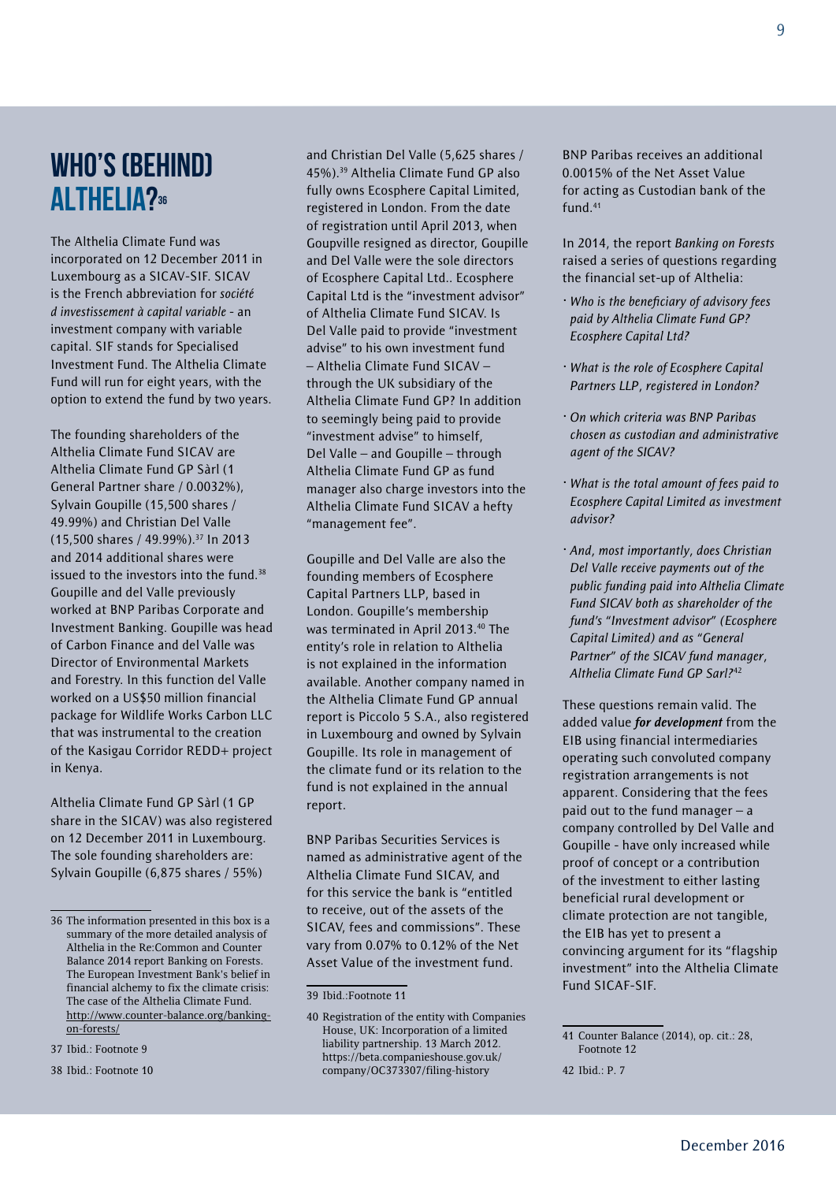# WHO'S (BEHIND) ALTHELIA?[36]

The Althelia Climate Fund was incorporated on 12 December 2011 in Luxembourg as a SICAV-SIF. SICAV is the French abbreviation for *société d investissement à capital variable* - an investment company with variable capital. SIF stands for Specialised Investment Fund. The Althelia Climate Fund will run for eight years, with the option to extend the fund by two years.

The founding shareholders of the Althelia Climate Fund SICAV are Althelia Climate Fund GP Sàrl (1 General Partner share / 0.0032%), Sylvain Goupille (15,500 shares / 49.99%) and Christian Del Valle (15,500 shares / 49.99%).[37] In 2013 and 2014 additional shares were issued to the investors into the fund.[38] Goupille and del Valle previously worked at BNP Paribas Corporate and Investment Banking. Goupille was head of Carbon Finance and del Valle was Director of Environmental Markets and Forestry. In this function del Valle worked on a US$50 million financial package for Wildlife Works Carbon LLC that was instrumental to the creation of the Kasigau Corridor REDD+ project in Kenya.

Althelia Climate Fund GP Sàrl (1 GP share in the SICAV) was also registered on 12 December 2011 in Luxembourg. The sole founding shareholders are: Sylvain Goupille (6,875 shares / 55%) and Christian Del Valle (5,625 shares / 45%).[39] Althelia Climate Fund GP also fully owns Ecosphere Capital Limited, registered in London. From the date of registration until April 2013, when Goupville resigned as director, Goupille and Del Valle were the sole directors of Ecosphere Capital Ltd.. Ecosphere Capital Ltd is the "investment advisor" of Althelia Climate Fund SICAV. Is Del Valle paid to provide "investment advise" to his own investment fund – Althelia Climate Fund SICAV – through the UK subsidiary of the Althelia Climate Fund GP? In addition to seemingly being paid to provide "investment advise" to himself, Del Valle – and Goupille – through Althelia Climate Fund GP as fund manager also charge investors into the Althelia Climate Fund SICAV a hefty "management fee".

Goupille and Del Valle are also the founding members of Ecosphere Capital Partners LLP, based in London. Goupille's membership was terminated in April 2013.[40] The entity's role in relation to Althelia is not explained in the information available. Another company named in the Althelia Climate Fund GP annual report is Piccolo 5 S.A., also registered in Luxembourg and owned by Sylvain Goupille. Its role in management of the climate fund or its relation to the fund is not explained in the annual report.

BNP Paribas Securities Services is named as administrative agent of the Althelia Climate Fund SICAV, and for this service the bank is "entitled to receive, out of the assets of the SICAV, fees and commissions". These vary from 0.07% to 0.12% of the Net Asset Value of the investment fund.

BNP Paribas receives an additional 0.0015% of the Net Asset Value for acting as Custodian bank of the fund.[41]

In 2014, the report *Banking on Forests* raised a series of questions regarding the financial set-up of Althelia:

- *Who is the beneficiary of advisory fees paid by Althelia Climate Fund GP? Ecosphere Capital Ltd?*
- *What is the role of Ecosphere Capital Partners LLP, registered in London?*
- *On which criteria was BNP Paribas chosen as custodian and administrative agent of the SICAV?*
- *What is the total amount of fees paid to Ecosphere Capital Limited as investment advisor?*
- *And, most importantly, does Christian Del Valle receive payments out of the public funding paid into Althelia Climate Fund SICAV both as shareholder of the fund's "Investment advisor" (Ecosphere Capital Limited) and as "General Partner" of the SICAV fund manager, Althelia Climate Fund GP Sarl?*[42]

These questions remain valid. The added value ***for development*** from the EIB using financial intermediaries operating such convoluted company registration arrangements is not apparent. Considering that the fees paid out to the fund manager – a company controlled by Del Valle and Goupille - have only increased while proof of concept or a contribution of the investment to either lasting beneficial rural development or climate protection are not tangible, the EIB has yet to present a convincing argument for its "flagship investment" into the Althelia Climate Fund SICAF-SIF.

---

36 The information presented in this box is a summary of the more detailed analysis of Althelia in the Re:Common and Counter Balance 2014 report Banking on Forests. The European Investment Bank's belief in financial alchemy to fix the climate crisis: The case of the Althelia Climate Fund. http://www.counter-balance.org/banking-on-forests/

37 Ibid.: Footnote 9

38 Ibid.: Footnote 10

39 Ibid.:Footnote 11

40 Registration of the entity with Companies House, UK: Incorporation of a limited liability partnership. 13 March 2012. https://beta.companieshouse.gov.uk/company/OC373307/filing-history

41 Counter Balance (2014), op. cit.: 28, Footnote 12

42 Ibid.: P. 7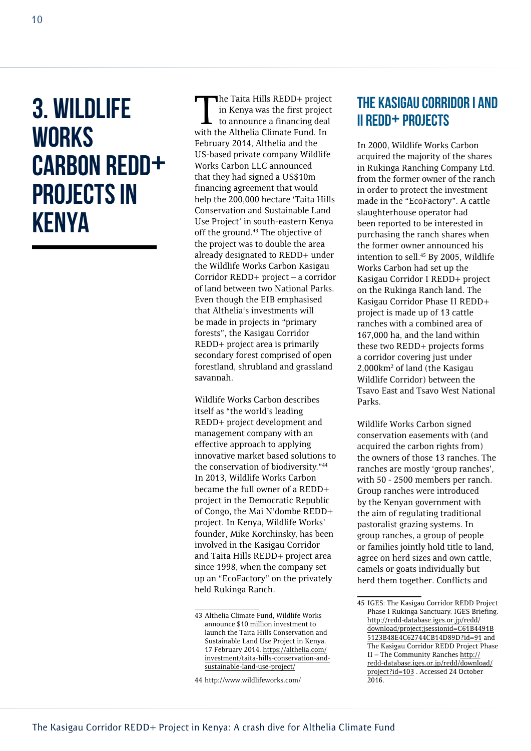# 3. WILDLIFE WORKS CARBON REDD+ PROJECTS IN KENYA

The Taita Hills REDD+ project in Kenya was the first project to announce a financing deal with the Althelia Climate Fund. In February 2014, Althelia and the US-based private company Wildlife Works Carbon LLC announced that they had signed a US$10m financing agreement that would help the 200,000 hectare 'Taita Hills Conservation and Sustainable Land Use Project' in south-eastern Kenya off the ground.[43] The objective of the project was to double the area already designated to REDD+ under the Wildlife Works Carbon Kasigau Corridor REDD+ project – a corridor of land between two National Parks. Even though the EIB emphasised that Althelia's investments will be made in projects in "primary forests", the Kasigau Corridor REDD+ project area is primarily secondary forest comprised of open forestland, shrubland and grassland savannah.

Wildlife Works Carbon describes itself as "the world's leading REDD+ project development and management company with an effective approach to applying innovative market based solutions to the conservation of biodiversity."[44] In 2013, Wildlife Works Carbon became the full owner of a REDD+ project in the Democratic Republic of Congo, the Mai N'dombe REDD+ project. In Kenya, Wildlife Works' founder, Mike Korchinsky, has been involved in the Kasigau Corridor and Taita Hills REDD+ project area since 1998, when the company set up an "EcoFactory" on the privately held Rukinga Ranch.

## THE KASIGAU CORRIDOR I AND II REDD+ PROJECTS

In 2000, Wildlife Works Carbon acquired the majority of the shares in Rukinga Ranching Company Ltd. from the former owner of the ranch in order to protect the investment made in the "EcoFactory". A cattle slaughterhouse operator had been reported to be interested in purchasing the ranch shares when the former owner announced his intention to sell.[45] By 2005, Wildlife Works Carbon had set up the Kasigau Corridor I REDD+ project on the Rukinga Ranch land. The Kasigau Corridor Phase II REDD+ project is made up of 13 cattle ranches with a combined area of 167,000 ha, and the land within these two REDD+ projects forms a corridor covering just under 2,000km² of land (the Kasigau Wildlife Corridor) between the Tsavo East and Tsavo West National Parks.

Wildlife Works Carbon signed conservation easements with (and acquired the carbon rights from) the owners of those 13 ranches. The ranches are mostly 'group ranches', with 50 - 2500 members per ranch. Group ranches were introduced by the Kenyan government with the aim of regulating traditional pastoralist grazing systems. In group ranches, a group of people or families jointly hold title to land, agree on herd sizes and own cattle, camels or goats individually but herd them together. Conflicts and

---

43 Althelia Climate Fund, Wildlife Works announce $10 million investment to launch the Taita Hills Conservation and Sustainable Land Use Project in Kenya. 17 February 2014. https://althelia.com/investment/taita-hills-conservation-and-sustainable-land-use-project/

44 http://www.wildlifeworks.com/

45 IGES: The Kasigau Corridor REDD Project Phase I Rukinga Sanctuary. IGES Briefing. http://redd-database.iges.or.jp/redd/download/project;jsessionid=C61B4491B5123B48E4C62744CB14D89D?id=91 and The Kasigau Corridor REDD Project Phase II – The Community Ranches http://redd-database.iges.or.jp/redd/download/project?id=103 . Accessed 24 October 2016.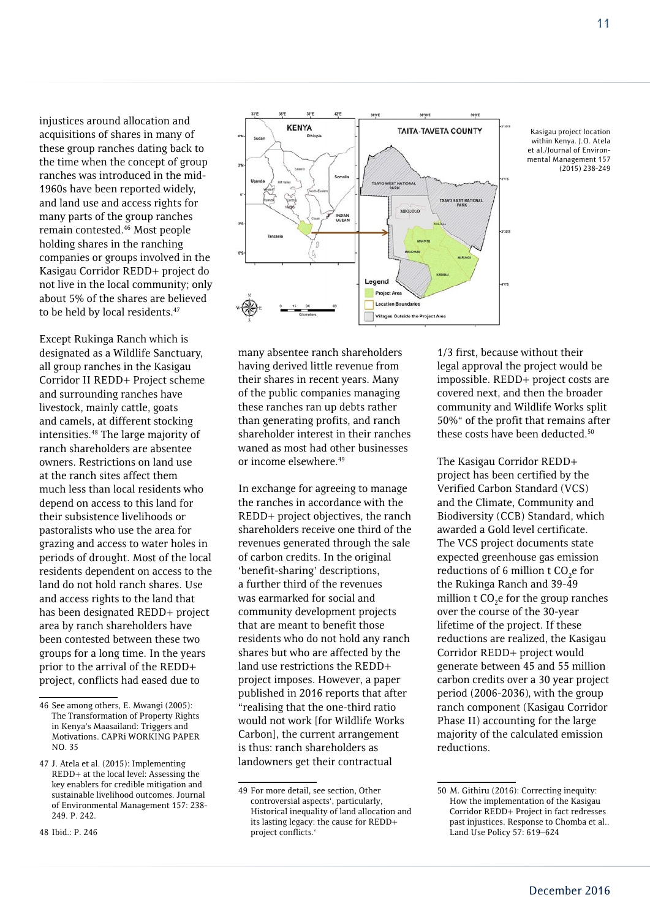injustices around allocation and acquisitions of shares in many of these group ranches dating back to the time when the concept of group ranches was introduced in the mid-1960s have been reported widely, and land use and access rights for many parts of the group ranches remain contested.[46] Most people holding shares in the ranching companies or groups involved in the Kasigau Corridor REDD+ project do not live in the local community; only about 5% of the shares are believed to be held by local residents.[47]

Except Rukinga Ranch which is designated as a Wildlife Sanctuary, all group ranches in the Kasigau Corridor II REDD+ Project scheme and surrounding ranches have livestock, mainly cattle, goats and camels, at different stocking intensities.[48] The large majority of ranch shareholders are absentee owners. Restrictions on land use at the ranch sites affect them much less than local residents who depend on access to this land for their subsistence livelihoods or pastoralists who use the area for grazing and access to water holes in periods of drought. Most of the local residents dependent on access to the land do not hold ranch shares. Use and access rights to the land that has been designated REDD+ project area by ranch shareholders have been contested between these two groups for a long time. In the years prior to the arrival of the REDD+ project, conflicts had eased due to many absentee ranch shareholders having derived little revenue from their shares in recent years. Many of the public companies managing these ranches ran up debts rather than generating profits, and ranch shareholder interest in their ranches waned as most had other businesses or income elsewhere.[49]

Kasigau project location within Kenya. J.O. Atela et al./Journal of Environmental Management 157 (2015) 238-249

In exchange for agreeing to manage the ranches in accordance with the REDD+ project objectives, the ranch shareholders receive one third of the revenues generated through the sale of carbon credits. In the original 'benefit-sharing' descriptions, a further third of the revenues was earmarked for social and community development projects that are meant to benefit those residents who do not hold any ranch shares but who are affected by the land use restrictions the REDD+ project imposes. However, a paper published in 2016 reports that after "realising that the one-third ratio would not work [for Wildlife Works Carbon], the current arrangement is thus: ranch shareholders as landowners get their contractual 1/3 first, because without their legal approval the project would be impossible. REDD+ project costs are covered next, and then the broader community and Wildlife Works split 50%" of the profit that remains after these costs have been deducted.[50]

The Kasigau Corridor REDD+ project has been certified by the Verified Carbon Standard (VCS) and the Climate, Community and Biodiversity (CCB) Standard, which awarded a Gold level certificate. The VCS project documents state expected greenhouse gas emission reductions of 6 million t $CO_2$e for the Rukinga Ranch and 39-49 million t $CO_2$e for the group ranches over the course of the 30-year lifetime of the project. If these reductions are realized, the Kasigau Corridor REDD+ project would generate between 45 and 55 million carbon credits over a 30 year project period (2006-2036), with the group ranch component (Kasigau Corridor Phase II) accounting for the large majority of the calculated emission reductions.

---

46 See among others, E. Mwangi (2005): The Transformation of Property Rights in Kenya's Maasailand: Triggers and Motivations. CAPRi WORKING PAPER NO. 35

47 J. Atela et al. (2015): Implementing REDD+ at the local level: Assessing the key enablers for credible mitigation and sustainable livelihood outcomes. Journal of Environmental Management 157: 238-249. P. 242.

48 Ibid.: P. 246

49 For more detail, see section, Other controversial aspects', particularly, Historical inequality of land allocation and its lasting legacy: the cause for REDD+ project conflicts.'

50 M. Githiru (2016): Correcting inequity: How the implementation of the Kasigau Corridor REDD+ Project in fact redresses past injustices. Response to Chomba et al.. Land Use Policy 57: 619–624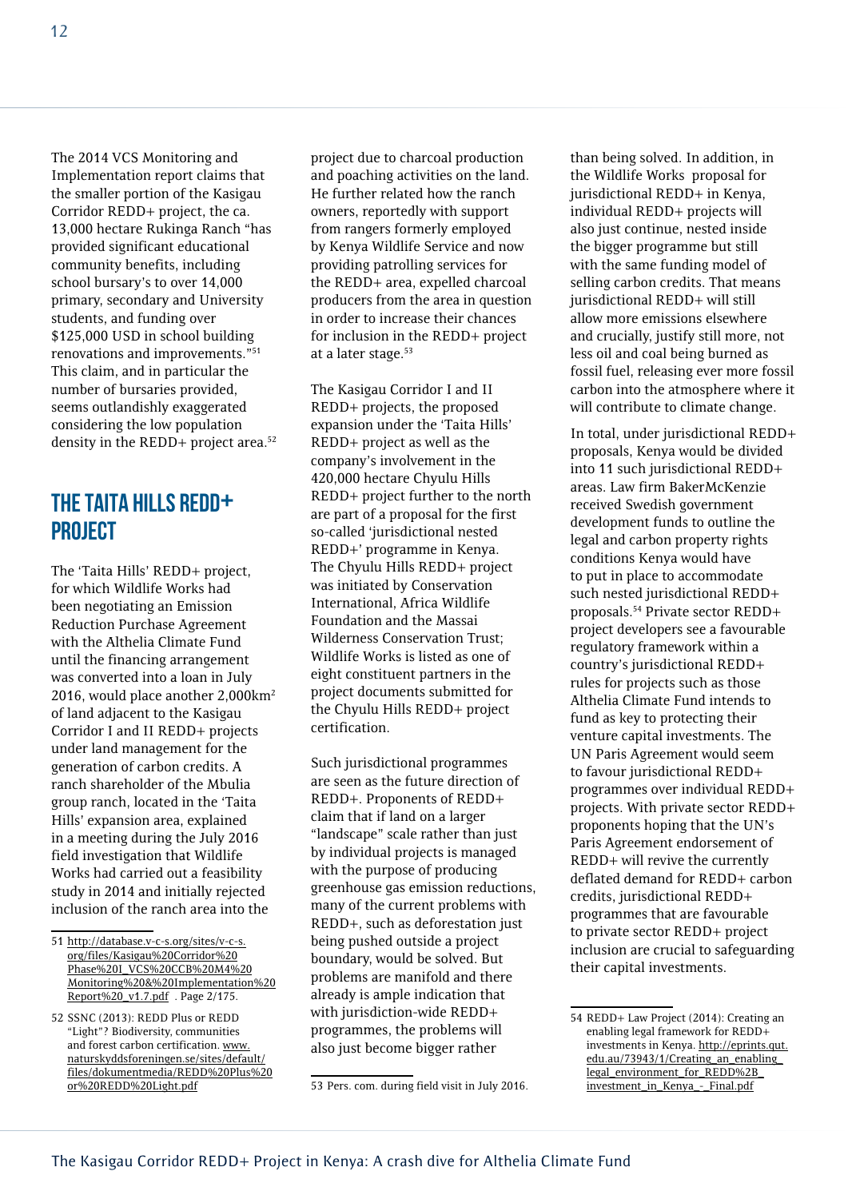The 2014 VCS Monitoring and Implementation report claims that the smaller portion of the Kasigau Corridor REDD+ project, the ca. 13,000 hectare Rukinga Ranch "has provided significant educational community benefits, including school bursary's to over 14,000 primary, secondary and University students, and funding over $125,000 USD in school building renovations and improvements."[51] This claim, and in particular the number of bursaries provided, seems outlandishly exaggerated considering the low population density in the REDD+ project area.[52]

## THE TAITA HILLS REDD+ PROJECT

The 'Taita Hills' REDD+ project, for which Wildlife Works had been negotiating an Emission Reduction Purchase Agreement with the Althelia Climate Fund until the financing arrangement was converted into a loan in July 2016, would place another 2,000km$^2$ of land adjacent to the Kasigau Corridor I and II REDD+ projects under land management for the generation of carbon credits. A ranch shareholder of the Mbulia group ranch, located in the 'Taita Hills' expansion area, explained in a meeting during the July 2016 field investigation that Wildlife Works had carried out a feasibility study in 2014 and initially rejected inclusion of the ranch area into the project due to charcoal production and poaching activities on the land. He further related how the ranch owners, reportedly with support from rangers formerly employed by Kenya Wildlife Service and now providing patrolling services for the REDD+ area, expelled charcoal producers from the area in question in order to increase their chances for inclusion in the REDD+ project at a later stage.[53]

The Kasigau Corridor I and II REDD+ projects, the proposed expansion under the 'Taita Hills' REDD+ project as well as the company's involvement in the 420,000 hectare Chyulu Hills REDD+ project further to the north are part of a proposal for the first so-called 'jurisdictional nested REDD+' programme in Kenya. The Chyulu Hills REDD+ project was initiated by Conservation International, Africa Wildlife Foundation and the Massai Wilderness Conservation Trust; Wildlife Works is listed as one of eight constituent partners in the project documents submitted for the Chyulu Hills REDD+ project certification.

Such jurisdictional programmes are seen as the future direction of REDD+. Proponents of REDD+ claim that if land on a larger "landscape" scale rather than just by individual projects is managed with the purpose of producing greenhouse gas emission reductions, many of the current problems with REDD+, such as deforestation just being pushed outside a project boundary, would be solved. But problems are manifold and there already is ample indication that with jurisdiction-wide REDD+ programmes, the problems will also just become bigger rather than being solved. In addition, in the Wildlife Works proposal for jurisdictional REDD+ in Kenya, individual REDD+ projects will also just continue, nested inside the bigger programme but still with the same funding model of selling carbon credits. That means jurisdictional REDD+ will still allow more emissions elsewhere and crucially, justify still more, not less oil and coal being burned as fossil fuel, releasing ever more fossil carbon into the atmosphere where it will contribute to climate change.

In total, under jurisdictional REDD+ proposals, Kenya would be divided into 11 such jurisdictional REDD+ areas. Law firm BakerMcKenzie received Swedish government development funds to outline the legal and carbon property rights conditions Kenya would have to put in place to accommodate such nested jurisdictional REDD+ proposals.[54] Private sector REDD+ project developers see a favourable regulatory framework within a country's jurisdictional REDD+ rules for projects such as those Althelia Climate Fund intends to fund as key to protecting their venture capital investments. The UN Paris Agreement would seem to favour jurisdictional REDD+ programmes over individual REDD+ projects. With private sector REDD+ proponents hoping that the UN's Paris Agreement endorsement of REDD+ will revive the currently deflated demand for REDD+ carbon credits, jurisdictional REDD+ programmes that are favourable to private sector REDD+ project inclusion are crucial to safeguarding their capital investments.

---

51 http://database.v-c-s.org/sites/v-c-s.org/files/Kasigau%20Corridor%20Phase%20I_VCS%20CCB%20M4%20Monitoring%20&%20Implementation%20Report%20_v1.7.pdf . Page 2/175.

52 SSNC (2013): REDD Plus or REDD "Light"? Biodiversity, communities and forest carbon certification. www.naturskyddsforeningen.se/sites/default/files/dokumentmedia/REDD%20Plus%20or%20REDD%20Light.pdf

53 Pers. com. during field visit in July 2016.

54 REDD+ Law Project (2014): Creating an enabling legal framework for REDD+ investments in Kenya. http://eprints.qut.edu.au/73943/1/Creating_an_enabling_legal_environment_for_REDD%2B_investment_in_Kenya_-_Final.pdf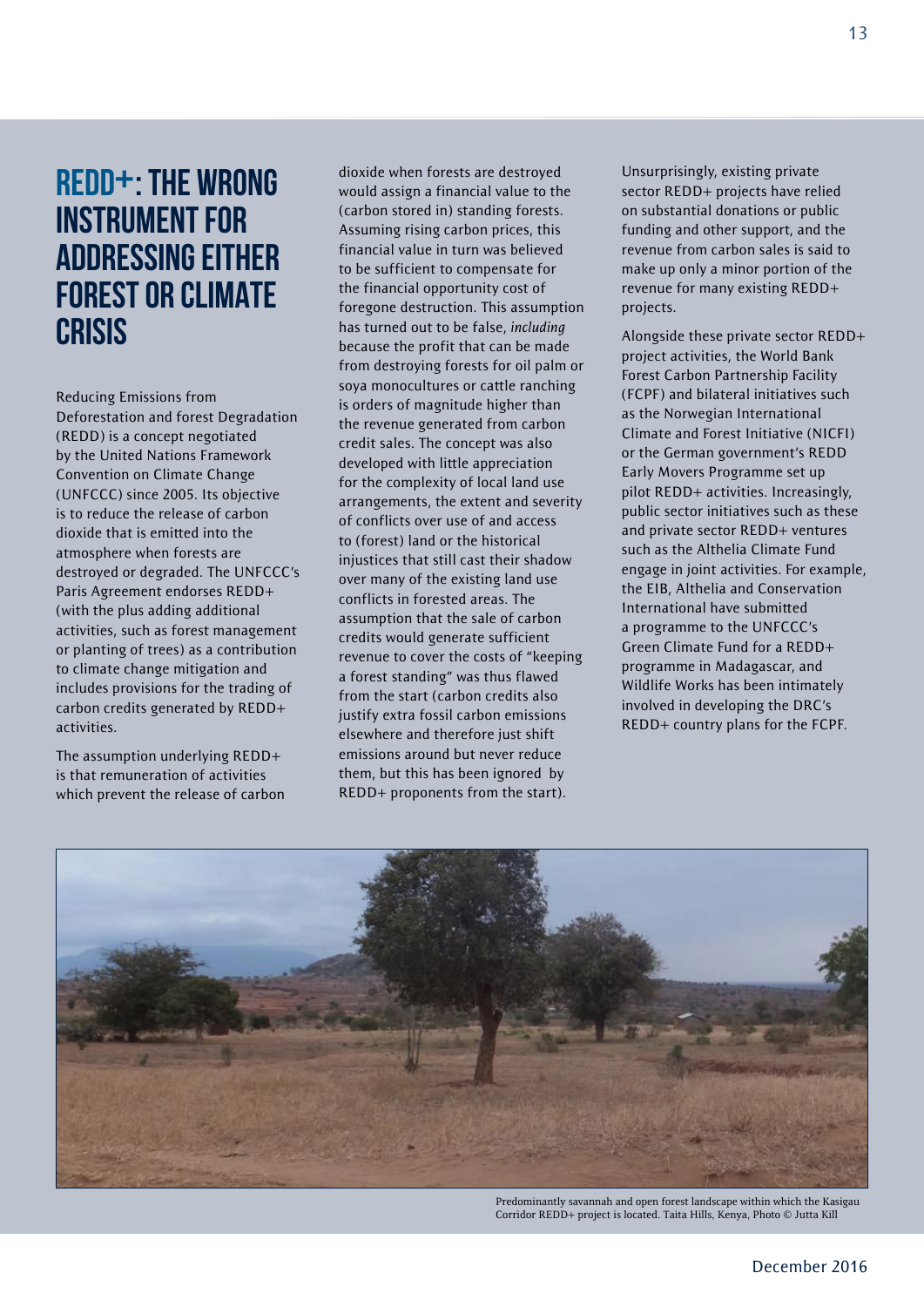# REDD+: THE WRONG INSTRUMENT FOR ADDRESSING EITHER FOREST OR CLIMATE CRISIS

Reducing Emissions from Deforestation and forest Degradation (REDD) is a concept negotiated by the United Nations Framework Convention on Climate Change (UNFCCC) since 2005. Its objective is to reduce the release of carbon dioxide that is emitted into the atmosphere when forests are destroyed or degraded. The UNFCCC's Paris Agreement endorses REDD+ (with the plus adding additional activities, such as forest management or planting of trees) as a contribution to climate change mitigation and includes provisions for the trading of carbon credits generated by REDD+ activities.

The assumption underlying REDD+ is that remuneration of activities which prevent the release of carbon dioxide when forests are destroyed would assign a financial value to the (carbon stored in) standing forests. Assuming rising carbon prices, this financial value in turn was believed to be sufficient to compensate for the financial opportunity cost of foregone destruction. This assumption has turned out to be false, *including* because the profit that can be made from destroying forests for oil palm or soya monocultures or cattle ranching is orders of magnitude higher than the revenue generated from carbon credit sales. The concept was also developed with little appreciation for the complexity of local land use arrangements, the extent and severity of conflicts over use of and access to (forest) land or the historical injustices that still cast their shadow over many of the existing land use conflicts in forested areas. The assumption that the sale of carbon credits would generate sufficient revenue to cover the costs of "keeping a forest standing" was thus flawed from the start (carbon credits also justify extra fossil carbon emissions elsewhere and therefore just shift emissions around but never reduce them, but this has been ignored by REDD+ proponents from the start).

Unsurprisingly, existing private sector REDD+ projects have relied on substantial donations or public funding and other support, and the revenue from carbon sales is said to make up only a minor portion of the revenue for many existing REDD+ projects.

Alongside these private sector REDD+ project activities, the World Bank Forest Carbon Partnership Facility (FCPF) and bilateral initiatives such as the Norwegian International Climate and Forest Initiative (NICFI) or the German government's REDD Early Movers Programme set up pilot REDD+ activities. Increasingly, public sector initiatives such as these and private sector REDD+ ventures such as the Althelia Climate Fund engage in joint activities. For example, the EIB, Althelia and Conservation International have submitted a programme to the UNFCCC's Green Climate Fund for a REDD+ programme in Madagascar, and Wildlife Works has been intimately involved in developing the DRC's REDD+ country plans for the FCPF.

Predominantly savannah and open forest landscape within which the Kasigau Corridor REDD+ project is located. Taita Hills, Kenya, Photo © Jutta Kill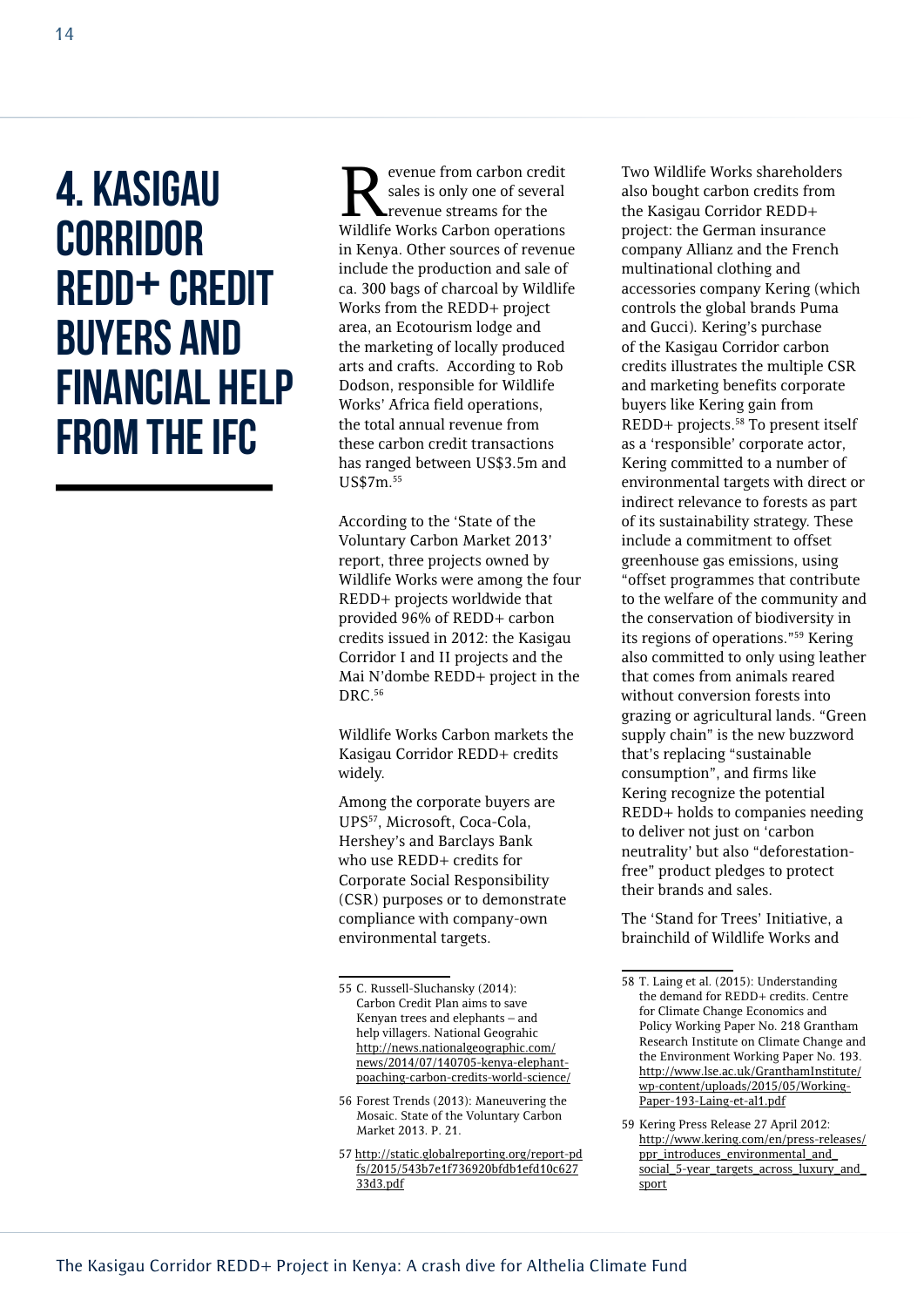# 4. KASIGAU CORRIDOR REDD+ CREDIT BUYERS AND FINANCIAL HELP FROM THE IFC

Revenue from carbon credit sales is only one of several revenue streams for the Wildlife Works Carbon operations in Kenya. Other sources of revenue include the production and sale of ca. 300 bags of charcoal by Wildlife Works from the REDD+ project area, an Ecotourism lodge and the marketing of locally produced arts and crafts. According to Rob Dodson, responsible for Wildlife Works' Africa field operations, the total annual revenue from these carbon credit transactions has ranged between US$3.5m and US$7m.[55]

According to the 'State of the Voluntary Carbon Market 2013' report, three projects owned by Wildlife Works were among the four REDD+ projects worldwide that provided 96% of REDD+ carbon credits issued in 2012: the Kasigau Corridor I and II projects and the Mai N'dombe REDD+ project in the DRC.[56]

Wildlife Works Carbon markets the Kasigau Corridor REDD+ credits widely.

Among the corporate buyers are UPS[57], Microsoft, Coca-Cola, Hershey's and Barclays Bank who use REDD+ credits for Corporate Social Responsibility (CSR) purposes or to demonstrate compliance with company-own environmental targets.

Two Wildlife Works shareholders also bought carbon credits from the Kasigau Corridor REDD+ project: the German insurance company Allianz and the French multinational clothing and accessories company Kering (which controls the global brands Puma and Gucci). Kering's purchase of the Kasigau Corridor carbon credits illustrates the multiple CSR and marketing benefits corporate buyers like Kering gain from REDD+ projects.[58] To present itself as a 'responsible' corporate actor, Kering committed to a number of environmental targets with direct or indirect relevance to forests as part of its sustainability strategy. These include a commitment to offset greenhouse gas emissions, using "offset programmes that contribute to the welfare of the community and the conservation of biodiversity in its regions of operations."[59] Kering also committed to only using leather that comes from animals reared without conversion forests into grazing or agricultural lands. "Green supply chain" is the new buzzword that's replacing "sustainable consumption", and firms like Kering recognize the potential REDD+ holds to companies needing to deliver not just on 'carbon neutrality' but also "deforestation-free" product pledges to protect their brands and sales.

The 'Stand for Trees' Initiative, a brainchild of Wildlife Works and

---

55 C. Russell-Sluchansky (2014): Carbon Credit Plan aims to save Kenyan trees and elephants – and help villagers. National Geograhic http://news.nationalgeographic.com/news/2014/07/140705-kenya-elephant-poaching-carbon-credits-world-science/

56 Forest Trends (2013): Maneuvering the Mosaic. State of the Voluntary Carbon Market 2013. P. 21.

57 http://static.globalreporting.org/report-pdfs/2015/543b7e1f736920bfdb1efd10c62733d3.pdf

58 T. Laing et al. (2015): Understanding the demand for REDD+ credits. Centre for Climate Change Economics and Policy Working Paper No. 218 Grantham Research Institute on Climate Change and the Environment Working Paper No. 193. http://www.lse.ac.uk/GranthamInstitute/wp-content/uploads/2015/05/Working-Paper-193-Laing-et-al1.pdf

59 Kering Press Release 27 April 2012: http://www.kering.com/en/press-releases/ppr_introduces_environmental_and_social_5-year_targets_across_luxury_and_sport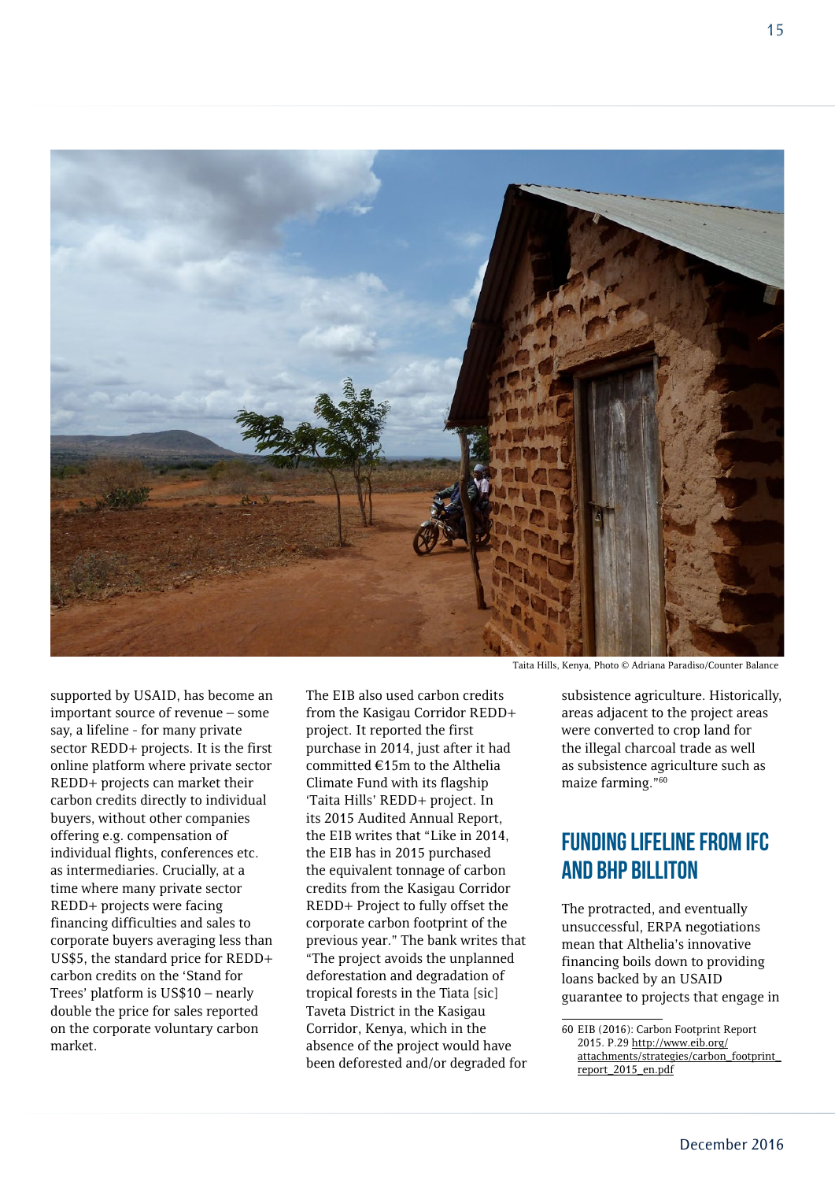Taita Hills, Kenya, Photo © Adriana Paradiso/Counter Balance

supported by USAID, has become an important source of revenue – some say, a lifeline - for many private sector REDD+ projects. It is the first online platform where private sector REDD+ projects can market their carbon credits directly to individual buyers, without other companies offering e.g. compensation of individual flights, conferences etc. as intermediaries. Crucially, at a time where many private sector REDD+ projects were facing financing difficulties and sales to corporate buyers averaging less than US$5, the standard price for REDD+ carbon credits on the 'Stand for Trees' platform is US$10 – nearly double the price for sales reported on the corporate voluntary carbon market.

The EIB also used carbon credits from the Kasigau Corridor REDD+ project. It reported the first purchase in 2014, just after it had committed €15m to the Althelia Climate Fund with its flagship 'Taita Hills' REDD+ project. In its 2015 Audited Annual Report, the EIB writes that "Like in 2014, the EIB has in 2015 purchased the equivalent tonnage of carbon credits from the Kasigau Corridor REDD+ Project to fully offset the corporate carbon footprint of the previous year." The bank writes that "The project avoids the unplanned deforestation and degradation of tropical forests in the Tiata [sic] Taveta District in the Kasigau Corridor, Kenya, which in the absence of the project would have been deforested and/or degraded for subsistence agriculture. Historically, areas adjacent to the project areas were converted to crop land for the illegal charcoal trade as well as subsistence agriculture such as maize farming."[60]

## Funding lifeline from IFC and BHP Billiton

The protracted, and eventually unsuccessful, ERPA negotiations mean that Althelia's innovative financing boils down to providing loans backed by an USAID guarantee to projects that engage in

60 EIB (2016): Carbon Footprint Report 2015. P.29 http://www.eib.org/attachments/strategies/carbon_footprint_report_2015_en.pdf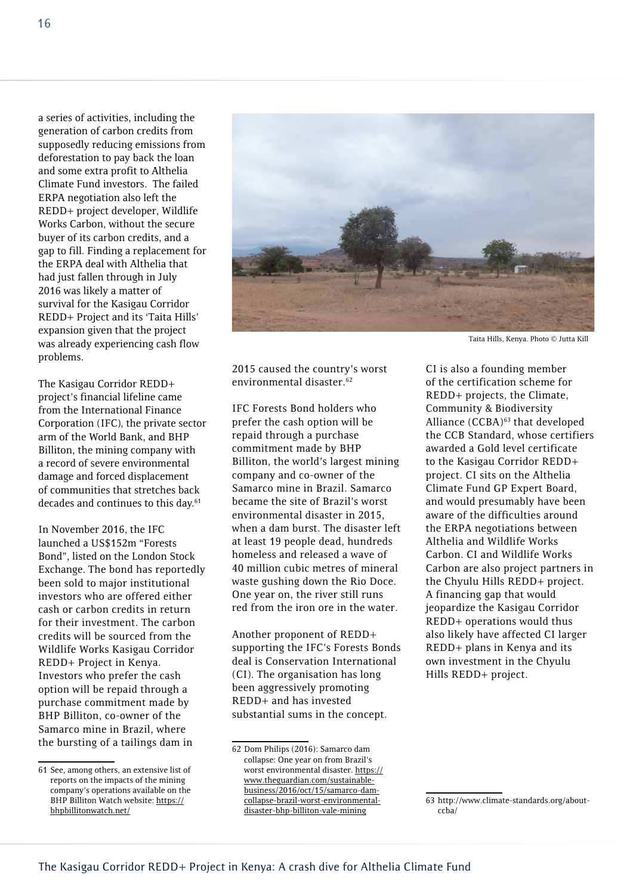a series of activities, including the generation of carbon credits from supposedly reducing emissions from deforestation to pay back the loan and some extra profit to Althelia Climate Fund investors. The failed ERPA negotiation also left the REDD+ project developer, Wildlife Works Carbon, without the secure buyer of its carbon credits, and a gap to fill. Finding a replacement for the ERPA deal with Althelia that had just fallen through in July 2016 was likely a matter of survival for the Kasigau Corridor REDD+ Project and its 'Taita Hills' expansion given that the project was already experiencing cash flow problems.

The Kasigau Corridor REDD+ project's financial lifeline came from the International Finance Corporation (IFC), the private sector arm of the World Bank, and BHP Billiton, the mining company with a record of severe environmental damage and forced displacement of communities that stretches back decades and continues to this day.[61]

In November 2016, the IFC launched a US$152m "Forests Bond", listed on the London Stock Exchange. The bond has reportedly been sold to major institutional investors who are offered either cash or carbon credits in return for their investment. The carbon credits will be sourced from the Wildlife Works Kasigau Corridor REDD+ Project in Kenya. Investors who prefer the cash option will be repaid through a purchase commitment made by BHP Billiton, co-owner of the Samarco mine in Brazil, where the bursting of a tailings dam in 2015 caused the country's worst environmental disaster.[62]

Taita Hills, Kenya. Photo © Jutta Kill

IFC Forests Bond holders who prefer the cash option will be repaid through a purchase commitment made by BHP Billiton, the world's largest mining company and co-owner of the Samarco mine in Brazil. Samarco became the site of Brazil's worst environmental disaster in 2015, when a dam burst. The disaster left at least 19 people dead, hundreds homeless and released a wave of 40 million cubic metres of mineral waste gushing down the Rio Doce. One year on, the river still runs red from the iron ore in the water.

Another proponent of REDD+ supporting the IFC's Forests Bonds deal is Conservation International (CI). The organisation has long been aggressively promoting REDD+ and has invested substantial sums in the concept.

CI is also a founding member of the certification scheme for REDD+ projects, the Climate, Community & Biodiversity Alliance (CCBA)[63] that developed the CCB Standard, whose certifiers awarded a Gold level certificate to the Kasigau Corridor REDD+ project. CI sits on the Althelia Climate Fund GP Expert Board, and would presumably have been aware of the difficulties around the ERPA negotiations between Althelia and Wildlife Works Carbon. CI and Wildlife Works Carbon are also project partners in the Chyulu Hills REDD+ project. A financing gap that would jeopardize the Kasigau Corridor REDD+ operations would thus also likely have affected CI larger REDD+ plans in Kenya and its own investment in the Chyulu Hills REDD+ project.

---

61 See, among others, an extensive list of reports on the impacts of the mining company's operations available on the BHP Billiton Watch website: https://bhpbillitonwatch.net/

62 Dom Philips (2016): Samarco dam collapse: One year on from Brazil's worst environmental disaster. https://www.theguardian.com/sustainable-business/2016/oct/15/samarco-dam-collapse-brazil-worst-environmental-disaster-bhp-billiton-vale-mining

63 http://www.climate-standards.org/about-ccba/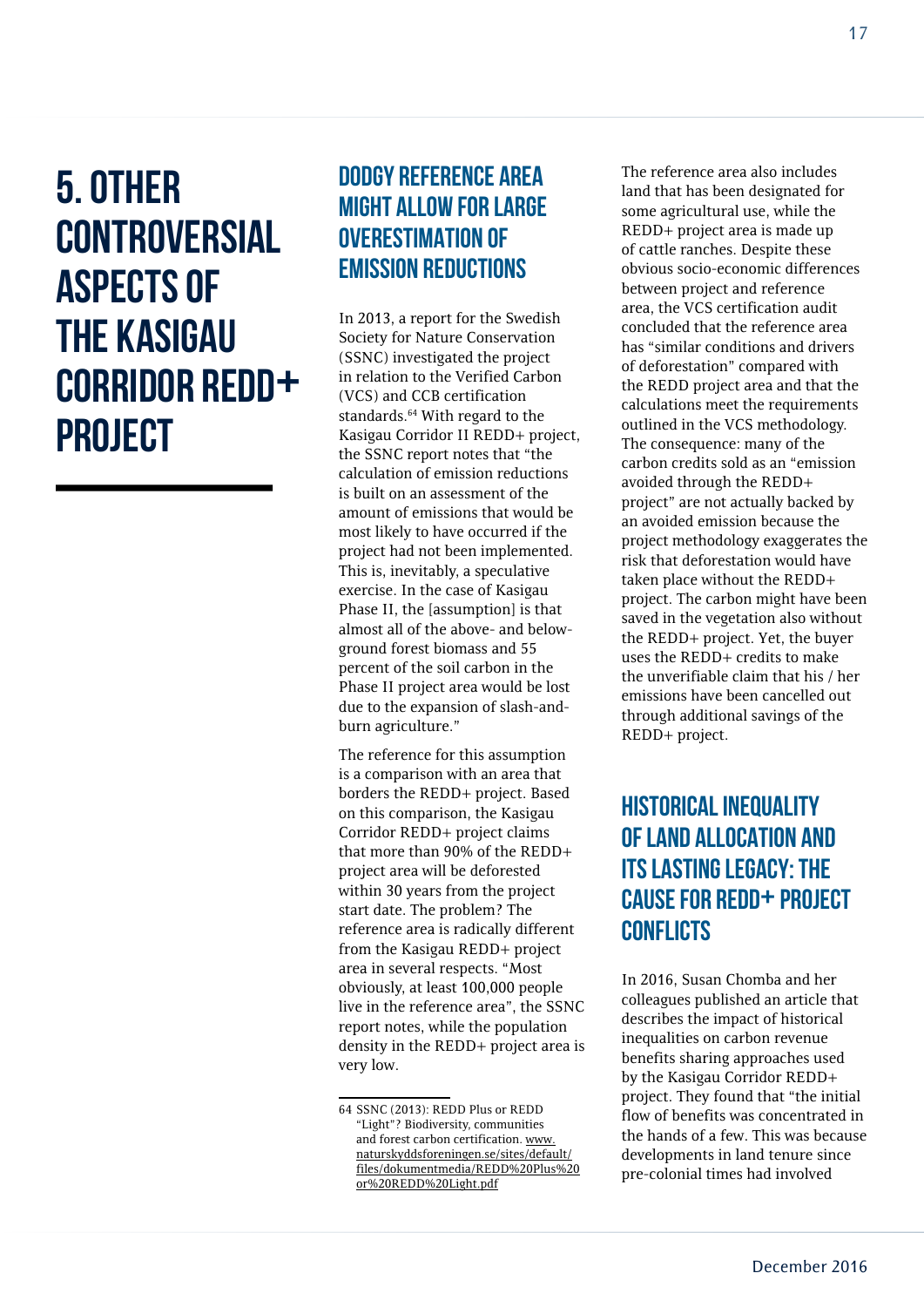# 5. OTHER CONTROVERSIAL ASPECTS OF THE KASIGAU CORRIDOR REDD+ PROJECT

## DODGY REFERENCE AREA MIGHT ALLOW FOR LARGE OVERESTIMATION OF EMISSION REDUCTIONS

In 2013, a report for the Swedish Society for Nature Conservation (SSNC) investigated the project in relation to the Verified Carbon (VCS) and CCB certification standards.[64] With regard to the Kasigau Corridor II REDD+ project, the SSNC report notes that "the calculation of emission reductions is built on an assessment of the amount of emissions that would be most likely to have occurred if the project had not been implemented. This is, inevitably, a speculative exercise. In the case of Kasigau Phase II, the [assumption] is that almost all of the above- and below-ground forest biomass and 55 percent of the soil carbon in the Phase II project area would be lost due to the expansion of slash-and-burn agriculture."

The reference for this assumption is a comparison with an area that borders the REDD+ project. Based on this comparison, the Kasigau Corridor REDD+ project claims that more than 90% of the REDD+ project area will be deforested within 30 years from the project start date. The problem? The reference area is radically different from the Kasigau REDD+ project area in several respects. "Most obviously, at least 100,000 people live in the reference area", the SSNC report notes, while the population density in the REDD+ project area is very low.

The reference area also includes land that has been designated for some agricultural use, while the REDD+ project area is made up of cattle ranches. Despite these obvious socio-economic differences between project and reference area, the VCS certification audit concluded that the reference area has "similar conditions and drivers of deforestation" compared with the REDD project area and that the calculations meet the requirements outlined in the VCS methodology. The consequence: many of the carbon credits sold as an "emission avoided through the REDD+ project" are not actually backed by an avoided emission because the project methodology exaggerates the risk that deforestation would have taken place without the REDD+ project. The carbon might have been saved in the vegetation also without the REDD+ project. Yet, the buyer uses the REDD+ credits to make the unverifiable claim that his / her emissions have been cancelled out through additional savings of the REDD+ project.

## HISTORICAL INEQUALITY OF LAND ALLOCATION AND ITS LASTING LEGACY: THE CAUSE FOR REDD+ PROJECT CONFLICTS

In 2016, Susan Chomba and her colleagues published an article that describes the impact of historical inequalities on carbon revenue benefits sharing approaches used by the Kasigau Corridor REDD+ project. They found that "the initial flow of benefits was concentrated in the hands of a few. This was because developments in land tenure since pre-colonial times had involved

---

64 SSNC (2013): REDD Plus or REDD "Light"? Biodiversity, communities and forest carbon certification. www.naturskyddsforeningen.se/sites/default/files/dokumentmedia/REDD%20Plus%20or%20REDD%20Light.pdf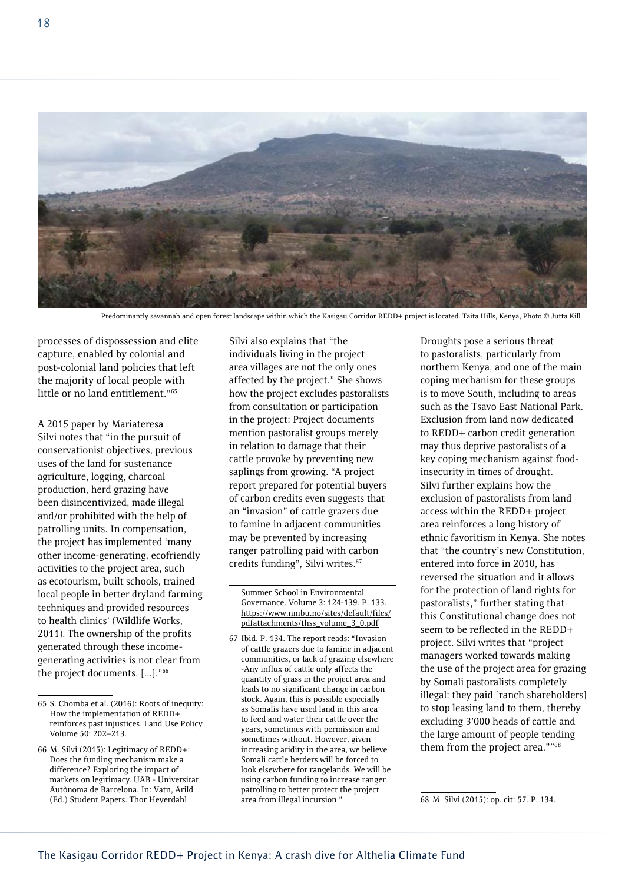Predominantly savannah and open forest landscape within which the Kasigau Corridor REDD+ project is located. Taita Hills, Kenya, Photo © Jutta Kill

processes of dispossession and elite capture, enabled by colonial and post-colonial land policies that left the majority of local people with little or no land entitlement."[65]

A 2015 paper by Mariateresa Silvi notes that "in the pursuit of conservationist objectives, previous uses of the land for sustenance agriculture, logging, charcoal production, herd grazing have been disincentivized, made illegal and/or prohibited with the help of patrolling units. In compensation, the project has implemented 'many other income-generating, ecofriendly activities to the project area, such as ecotourism, built schools, trained local people in better dryland farming techniques and provided resources to health clinics' (Wildlife Works, 2011). The ownership of the profits generated through these income-generating activities is not clear from the project documents. [...]."[66]

Silvi also explains that "the individuals living in the project area villages are not the only ones affected by the project." She shows how the project excludes pastoralists from consultation or participation in the project: Project documents mention pastoralist groups merely in relation to damage that their cattle provoke by preventing new saplings from growing. "A project report prepared for potential buyers of carbon credits even suggests that an "invasion" of cattle grazers due to famine in adjacent communities may be prevented by increasing ranger patrolling paid with carbon credits funding", Silvi writes.[67]

Droughts pose a serious threat to pastoralists, particularly from northern Kenya, and one of the main coping mechanism for these groups is to move South, including to areas such as the Tsavo East National Park. Exclusion from land now dedicated to REDD+ carbon credit generation may thus deprive pastoralists of a key coping mechanism against food-insecurity in times of drought. Silvi further explains how the exclusion of pastoralists from land access within the REDD+ project area reinforces a long history of ethnic favoritism in Kenya. She notes that "the country's new Constitution, entered into force in 2010, has reversed the situation and it allows for the protection of land rights for pastoralists," further stating that this Constitutional change does not seem to be reflected in the REDD+ project. Silvi writes that "project managers worked towards making the use of the project area for grazing by Somali pastoralists completely illegal: they paid [ranch shareholders] to stop leasing land to them, thereby excluding 3'000 heads of cattle and the large amount of people tending them from the project area.""[68]

---

65 S. Chomba et al. (2016): Roots of inequity: How the implementation of REDD+ reinforces past injustices. Land Use Policy. Volume 50: 202–213.

66 M. Silvi (2015): Legitimacy of REDD+: Does the funding mechanism make a difference? Exploring the impact of markets on legitimacy. UAB - Universitat Autònoma de Barcelona. In: Vatn, Arild (Ed.) Student Papers. Thor Heyerdahl Summer School in Environmental Governance. Volume 3: 124-139. P. 133. https://www.nmbu.no/sites/default/files/pdfattachments/thss_volume_3_0.pdf

67 Ibid. P. 134. The report reads: "Invasion of cattle grazers due to famine in adjacent communities, or lack of grazing elsewhere -Any influx of cattle only affects the quantity of grass in the project area and leads to no significant change in carbon stock. Again, this is possible especially as Somalis have used land in this area to feed and water their cattle over the years, sometimes with permission and sometimes without. However, given increasing aridity in the area, we believe Somali cattle herders will be forced to look elsewhere for rangelands. We will be using carbon funding to increase ranger patrolling to better protect the project area from illegal incursion."

68 M. Silvi (2015): op. cit: 57. P. 134.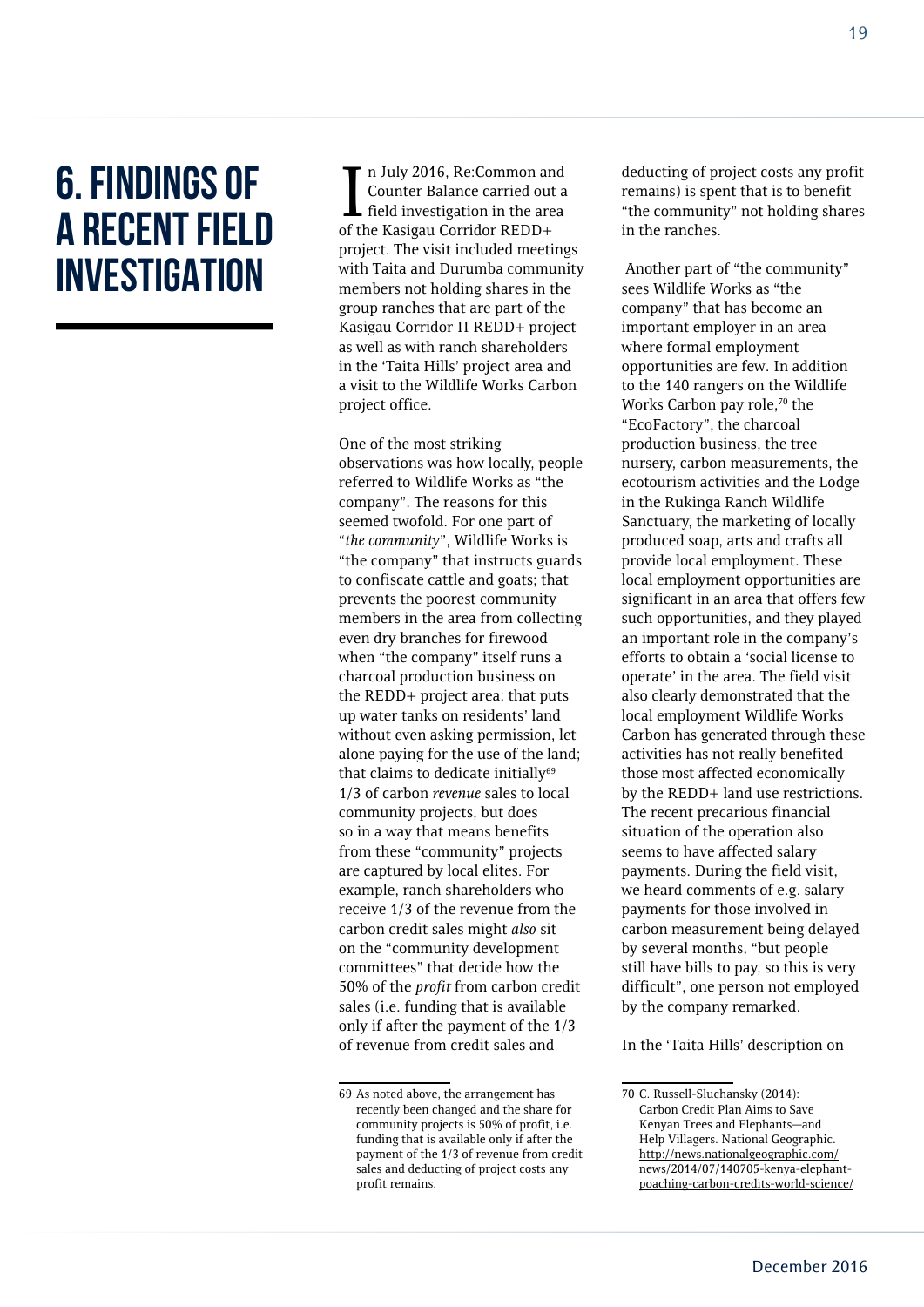# 6. FINDINGS OF A RECENT FIELD INVESTIGATION

In July 2016, Re:Common and Counter Balance carried out a field investigation in the area of the Kasigau Corridor REDD+ project. The visit included meetings with Taita and Durumba community members not holding shares in the group ranches that are part of the Kasigau Corridor II REDD+ project as well as with ranch shareholders in the 'Taita Hills' project area and a visit to the Wildlife Works Carbon project office.

One of the most striking observations was how locally, people referred to Wildlife Works as "the company". The reasons for this seemed twofold. For one part of "*the community*", Wildlife Works is "the company" that instructs guards to confiscate cattle and goats; that prevents the poorest community members in the area from collecting even dry branches for firewood when "the company" itself runs a charcoal production business on the REDD+ project area; that puts up water tanks on residents' land without even asking permission, let alone paying for the use of the land; that claims to dedicate initially[69] 1/3 of carbon *revenue* sales to local community projects, but does so in a way that means benefits from these "community" projects are captured by local elites. For example, ranch shareholders who receive 1/3 of the revenue from the carbon credit sales might *also* sit on the "community development committees" that decide how the 50% of the *profit* from carbon credit sales (i.e. funding that is available only if after the payment of the 1/3 of revenue from credit sales and deducting of project costs any profit remains) is spent that is to benefit "the community" not holding shares in the ranches.

Another part of "the community" sees Wildlife Works as "the company" that has become an important employer in an area where formal employment opportunities are few. In addition to the 140 rangers on the Wildlife Works Carbon pay role,[70] the "EcoFactory", the charcoal production business, the tree nursery, carbon measurements, the ecotourism activities and the Lodge in the Rukinga Ranch Wildlife Sanctuary, the marketing of locally produced soap, arts and crafts all provide local employment. These local employment opportunities are significant in an area that offers few such opportunities, and they played an important role in the company's efforts to obtain a 'social license to operate' in the area. The field visit also clearly demonstrated that the local employment Wildlife Works Carbon has generated through these activities has not really benefited those most affected economically by the REDD+ land use restrictions. The recent precarious financial situation of the operation also seems to have affected salary payments. During the field visit, we heard comments of e.g. salary payments for those involved in carbon measurement being delayed by several months, "but people still have bills to pay, so this is very difficult", one person not employed by the company remarked.

In the 'Taita Hills' description on

---

69 As noted above, the arrangement has recently been changed and the share for community projects is 50% of profit, i.e. funding that is available only if after the payment of the 1/3 of revenue from credit sales and deducting of project costs any profit remains.

70 C. Russell-Sluchansky (2014): Carbon Credit Plan Aims to Save Kenyan Trees and Elephants—and Help Villagers. National Geographic. http://news.nationalgeographic.com/news/2014/07/140705-kenya-elephant-poaching-carbon-credits-world-science/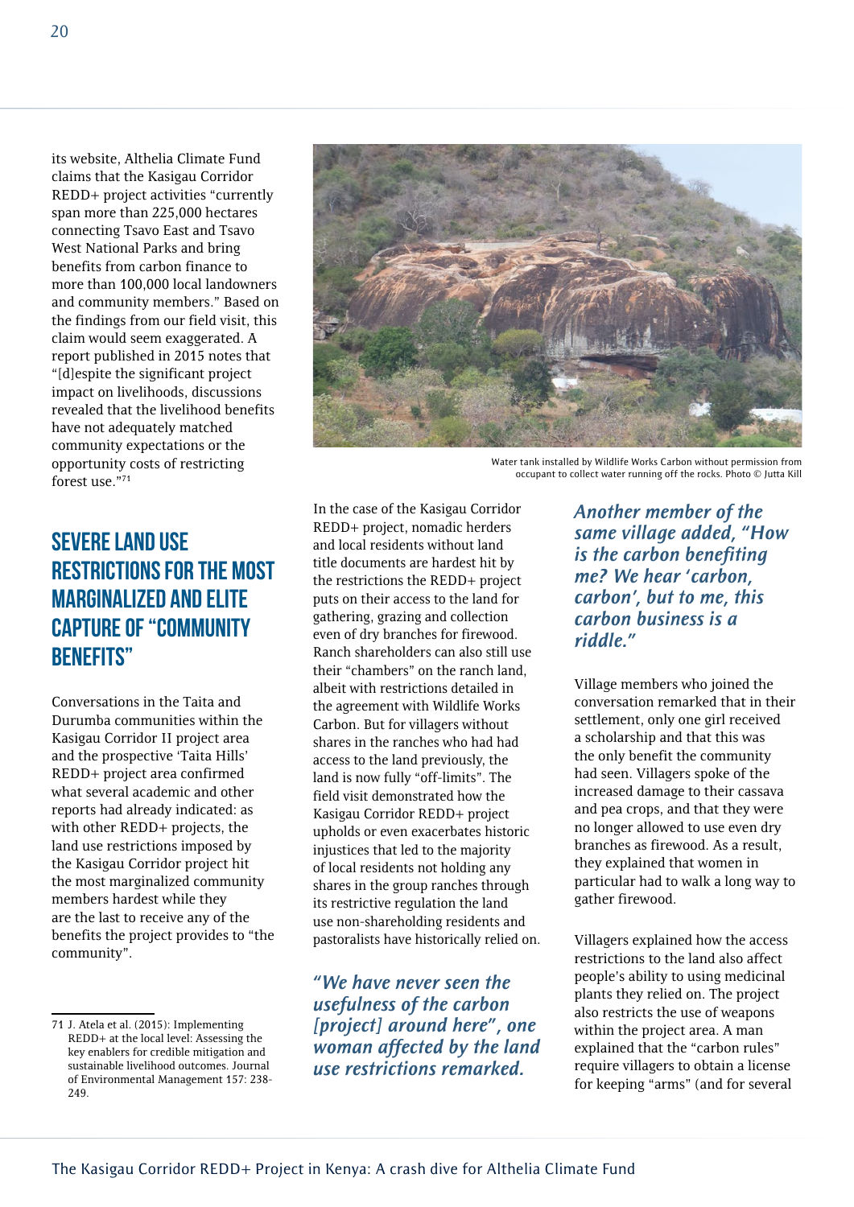its website, Althelia Climate Fund claims that the Kasigau Corridor REDD+ project activities "currently span more than 225,000 hectares connecting Tsavo East and Tsavo West National Parks and bring benefits from carbon finance to more than 100,000 local landowners and community members." Based on the findings from our field visit, this claim would seem exaggerated. A report published in 2015 notes that "[d]espite the significant project impact on livelihoods, discussions revealed that the livelihood benefits have not adequately matched community expectations or the opportunity costs of restricting forest use."[71]

Water tank installed by Wildlife Works Carbon without permission from occupant to collect water running off the rocks. Photo © Jutta Kill

## Severe land use restrictions for the most marginalized and elite capture of "community benefits"

Conversations in the Taita and Durumba communities within the Kasigau Corridor II project area and the prospective 'Taita Hills' REDD+ project area confirmed what several academic and other reports had already indicated: as with other REDD+ projects, the land use restrictions imposed by the Kasigau Corridor project hit the most marginalized community members hardest while they are the last to receive any of the benefits the project provides to "the community".

In the case of the Kasigau Corridor REDD+ project, nomadic herders and local residents without land title documents are hardest hit by the restrictions the REDD+ project puts on their access to the land for gathering, grazing and collection even of dry branches for firewood. Ranch shareholders can also still use their "chambers" on the ranch land, albeit with restrictions detailed in the agreement with Wildlife Works Carbon. But for villagers without shares in the ranches who had had access to the land previously, the land is now fully "off-limits". The field visit demonstrated how the Kasigau Corridor REDD+ project upholds or even exacerbates historic injustices that led to the majority of local residents not holding any shares in the group ranches through its restrictive regulation the land use non-shareholding residents and pastoralists have historically relied on.

***"We have never seen the usefulness of the carbon [project] around here", one woman affected by the land use restrictions remarked.***

***Another member of the same village added, "How is the carbon benefiting me? We hear 'carbon, carbon', but to me, this carbon business is a riddle."***

Village members who joined the conversation remarked that in their settlement, only one girl received a scholarship and that this was the only benefit the community had seen. Villagers spoke of the increased damage to their cassava and pea crops, and that they were no longer allowed to use even dry branches as firewood. As a result, they explained that women in particular had to walk a long way to gather firewood.

Villagers explained how the access restrictions to the land also affect people's ability to using medicinal plants they relied on. The project also restricts the use of weapons within the project area. A man explained that the "carbon rules" require villagers to obtain a license for keeping "arms" (and for several

71 J. Atela et al. (2015): Implementing REDD+ at the local level: Assessing the key enablers for credible mitigation and sustainable livelihood outcomes. Journal of Environmental Management 157: 238-249.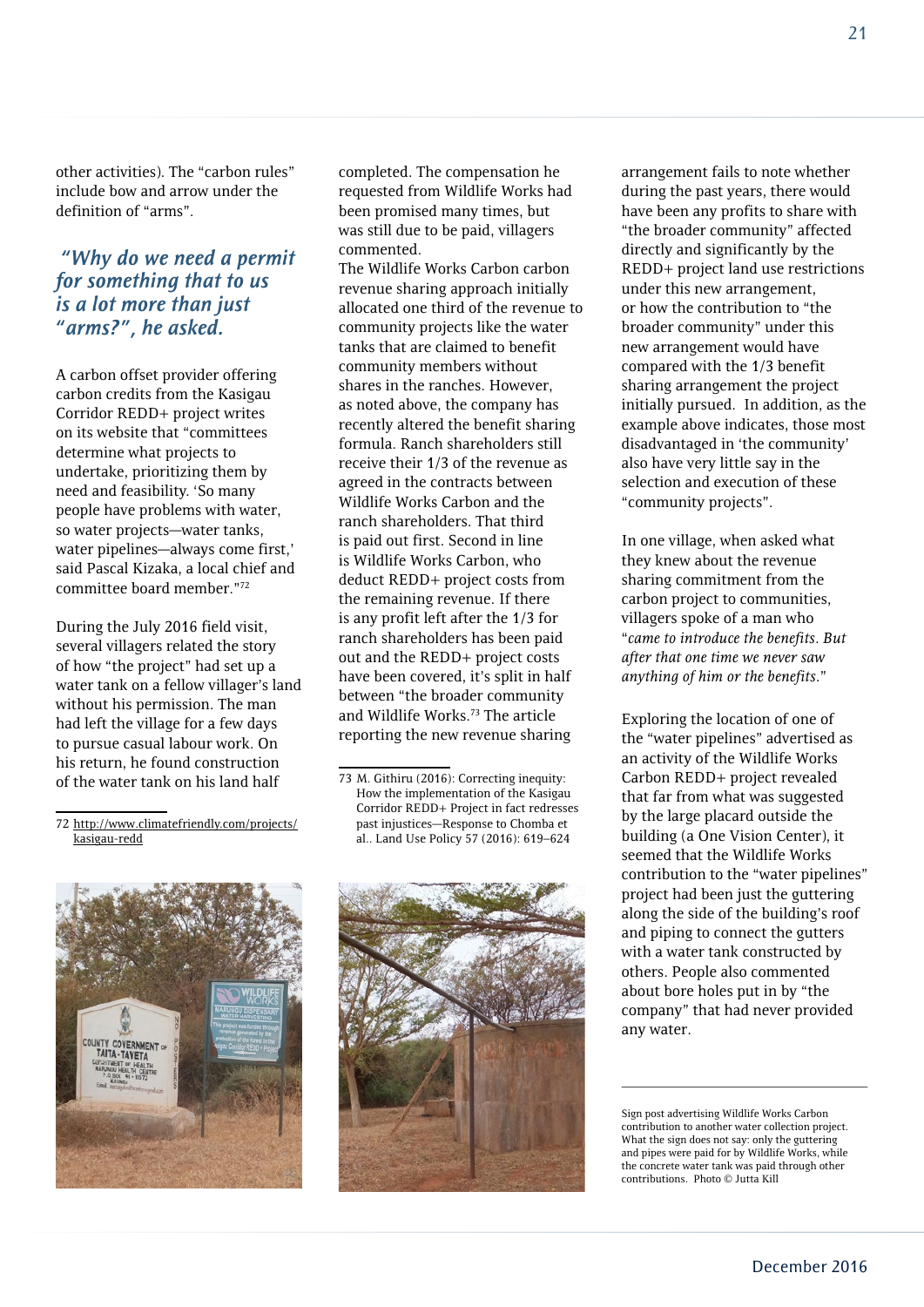other activities). The "carbon rules" include bow and arrow under the definition of "arms".

> *"Why do we need a permit for something that to us is a lot more than just "arms?", he asked.*

A carbon offset provider offering carbon credits from the Kasigau Corridor REDD+ project writes on its website that "committees determine what projects to undertake, prioritizing them by need and feasibility. 'So many people have problems with water, so water projects—water tanks, water pipelines—always come first,' said Pascal Kizaka, a local chief and committee board member."[72]

During the July 2016 field visit, several villagers related the story of how "the project" had set up a water tank on a fellow villager's land without his permission. The man had left the village for a few days to pursue casual labour work. On his return, he found construction of the water tank on his land half completed. The compensation he requested from Wildlife Works had been promised many times, but was still due to be paid, villagers commented.

The Wildlife Works Carbon carbon revenue sharing approach initially allocated one third of the revenue to community projects like the water tanks that are claimed to benefit community members without shares in the ranches. However, as noted above, the company has recently altered the benefit sharing formula. Ranch shareholders still receive their 1/3 of the revenue as agreed in the contracts between Wildlife Works Carbon and the ranch shareholders. That third is paid out first. Second in line is Wildlife Works Carbon, who deduct REDD+ project costs from the remaining revenue. If there is any profit after the 1/3 for ranch shareholders has been paid out and the REDD+ project costs have been covered, it's split in half between "the broader community and Wildlife Works.[73] The article reporting the new revenue sharing arrangement fails to note whether during the past years, there would have been any profits to share with "the broader community" affected directly and significantly by the REDD+ project land use restrictions under this new arrangement, or how the contribution to "the broader community" under this new arrangement would have compared with the 1/3 benefit sharing arrangement the project initially pursued. In addition, as the example above indicates, those most disadvantaged in 'the community' also have very little say in the selection and execution of these "community projects".

In one village, when asked what they knew about the revenue sharing commitment from the carbon project to communities, villagers spoke of a man who "*came to introduce the benefits. But after that one time we never saw anything of him or the benefits.*"

Exploring the location of one of the "water pipelines" advertised as an activity of the Wildlife Works Carbon REDD+ project revealed that far from what was suggested by the large placard outside the building (a One Vision Center), it seemed that the Wildlife Works contribution to the "water pipelines" project had been just the guttering along the side of the building's roof and piping to connect the gutters with a water tank constructed by others. People also commented about bore holes put in by "the company" that had never provided any water.

Sign post advertising Wildlife Works Carbon contribution to another water collection project. What the sign does not say: only the guttering and pipes were paid for by Wildlife Works, while the concrete water tank was paid through other contributions. Photo © Jutta Kill

---

72 http://www.climatefriendly.com/projects/kasigau-redd

73 M. Githiru (2016): Correcting inequity: How the implementation of the Kasigau Corridor REDD+ Project in fact redresses past injustices—Response to Chomba et al.. Land Use Policy 57 (2016): 619–624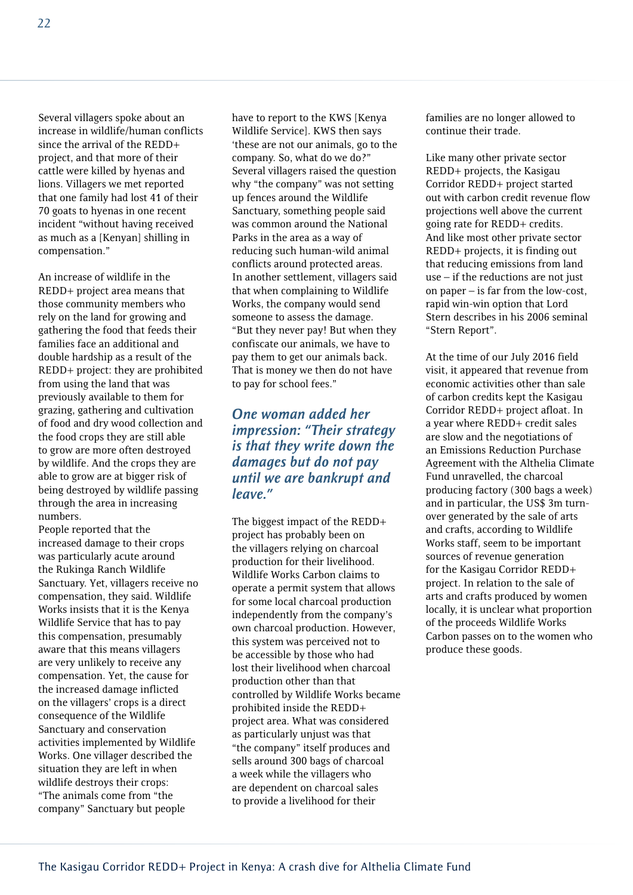Several villagers spoke about an increase in wildlife/human conflicts since the arrival of the REDD+ project, and that more of their cattle were killed by hyenas and lions. Villagers we met reported that one family had lost 41 of their 70 goats to hyenas in one recent incident "without having received as much as a [Kenyan] shilling in compensation."

An increase of wildlife in the REDD+ project area means that those community members who rely on the land for growing and gathering the food that feeds their families face an additional and double hardship as a result of the REDD+ project: they are prohibited from using the land that was previously available to them for grazing, gathering and cultivation of food and dry wood collection and the food crops they are still able to grow are more often destroyed by wildlife. And the crops they are able to grow are at bigger risk of being destroyed by wildlife passing through the area in increasing numbers.
People reported that the increased damage to their crops was particularly acute around the Rukinga Ranch Wildlife Sanctuary. Yet, villagers receive no compensation, they said. Wildlife Works insists that it is the Kenya Wildlife Service that has to pay this compensation, presumably aware that this means villagers are very unlikely to receive any compensation. Yet, the cause for the increased damage inflicted on the villagers' crops is a direct consequence of the Wildlife Sanctuary and conservation activities implemented by Wildlife Works. One villager described the situation they are left in when wildlife destroys their crops: "The animals come from "the company" Sanctuary but people have to report to the KWS [Kenya Wildlife Service]. KWS then says 'these are not our animals, go to the company. So, what do we do?" Several villagers raised the question why "the company" was not setting up fences around the Wildlife Sanctuary, something people said was common around the National Parks in the area as a way of reducing such human-wild animal conflicts around protected areas. In another settlement, villagers said that when complaining to Wildlife Works, the company would send someone to assess the damage. "But they never pay! But when they confiscate our animals, we have to pay them to get our animals back. That is money we then do not have to pay for school fees."

***One woman added her impression: "Their strategy is that they write down the damages but do not pay until we are bankrupt and leave."***

The biggest impact of the REDD+ project has probably been on the villagers relying on charcoal production for their livelihood. Wildlife Works Carbon claims to operate a permit system that allows for some local charcoal production independently from the company's own charcoal production. However, this system was perceived not to be accessible by those who had lost their livelihood when charcoal production other than that controlled by Wildlife Works became prohibited inside the REDD+ project area. What was considered as particularly unjust was that "the company" itself produces and sells around 300 bags of charcoal a week while the villagers who are dependent on charcoal sales to provide a livelihood for their families are no longer allowed to continue their trade.

Like many other private sector REDD+ projects, the Kasigau Corridor REDD+ project started out with carbon credit revenue flow projections well above the current going rate for REDD+ credits. And like most other private sector REDD+ projects, it is finding out that reducing emissions from land use – if the reductions are not just on paper – is far from the low-cost, rapid win-win option that Lord Stern describes in his 2006 seminal "Stern Report".

At the time of our July 2016 field visit, it appeared that revenue from economic activities other than sale of carbon credits kept the Kasigau Corridor REDD+ project afloat. In a year where REDD+ credit sales are slow and the negotiations of an Emissions Reduction Purchase Agreement with the Althelia Climate Fund unravelled, the charcoal producing factory (300 bags a week) and in particular, the US$ 3m turn-over generated by the sale of arts and crafts, according to Wildlife Works staff, seem to be important sources of revenue generation for the Kasigau Corridor REDD+ project. In relation to the sale of arts and crafts produced by women locally, it is unclear what proportion of the proceeds Wildlife Works Carbon passes on to the women who produce these goods.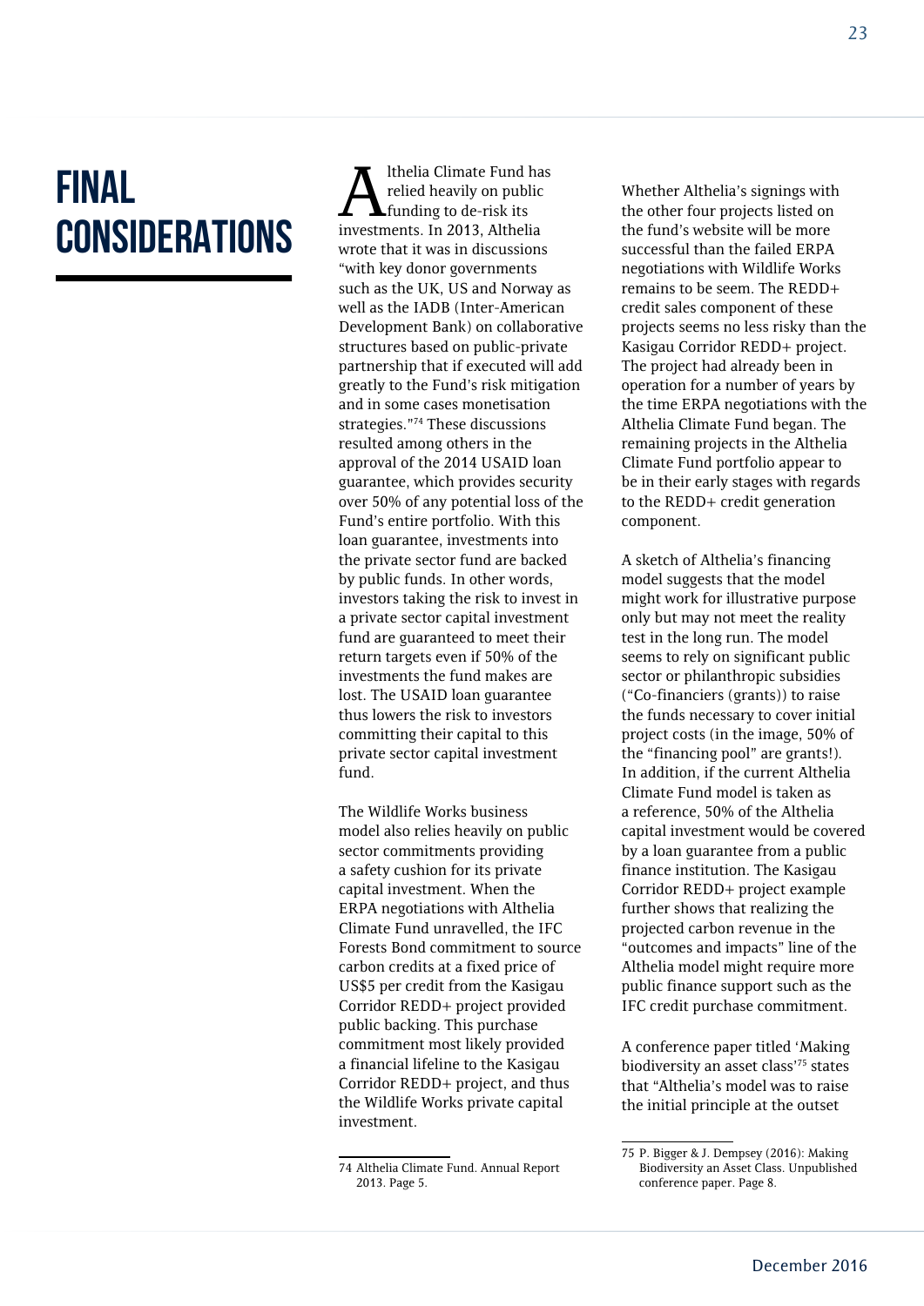# FINAL CONSIDERATIONS

Althelia Climate Fund has relied heavily on public funding to de-risk its investments. In 2013, Althelia wrote that it was in discussions "with key donor governments such as the UK, US and Norway as well as the IADB (Inter-American Development Bank) on collaborative structures based on public-private partnership that if executed will add greatly to the Fund's risk mitigation and in some cases monetisation strategies."[74] These discussions resulted among others in the approval of the 2014 USAID loan guarantee, which provides security over 50% of any potential loss of the Fund's entire portfolio. With this loan guarantee, investments into the private sector fund are backed by public funds. In other words, investors taking the risk to invest in a private sector capital investment fund are guaranteed to meet their return targets even if 50% of the investments the fund makes are lost. The USAID loan guarantee thus lowers the risk to investors committing their capital to this private sector capital investment fund.

The Wildlife Works business model also relies heavily on public sector commitments providing a safety cushion for its private capital investment. When the ERPA negotiations with Althelia Climate Fund unravelled, the IFC Forests Bond commitment to source carbon credits at a fixed price of US$5 per credit from the Kasigau Corridor REDD+ project provided public backing. This purchase commitment most likely provided a financial lifeline to the Kasigau Corridor REDD+ project, and thus the Wildlife Works private capital investment.

Whether Althelia's signings with the other four projects listed on the fund's website will be more successful than the failed ERPA negotiations with Wildlife Works remains to be seem. The REDD+ credit sales component of these projects seems no less risky than the Kasigau Corridor REDD+ project. The project had already been in operation for a number of years by the time ERPA negotiations with the Althelia Climate Fund began. The remaining projects in the Althelia Climate Fund portfolio appear to be in their early stages with regards to the REDD+ credit generation component.

A sketch of Althelia's financing model suggests that the model might work for illustrative purpose only but may not meet the reality test in the long run. The model seems to rely on significant public sector or philanthropic subsidies ("Co-financiers (grants)) to raise the funds necessary to cover initial project costs (in the image, 50% of the "financing pool" are grants!). In addition, if the current Althelia Climate Fund model is taken as a reference, 50% of the Althelia capital investment would be covered by a loan guarantee from a public finance institution. The Kasigau Corridor REDD+ project example further shows that realizing the projected carbon revenue in the "outcomes and impacts" line of the Althelia model might require more public finance support such as the IFC credit purchase commitment.

A conference paper titled 'Making biodiversity an asset class'[75] states that "Althelia's model was to raise the initial principle at the outset

---

74 Althelia Climate Fund. Annual Report 2013. Page 5.

75 P. Bigger & J. Dempsey (2016): Making Biodiversity an Asset Class. Unpublished conference paper. Page 8.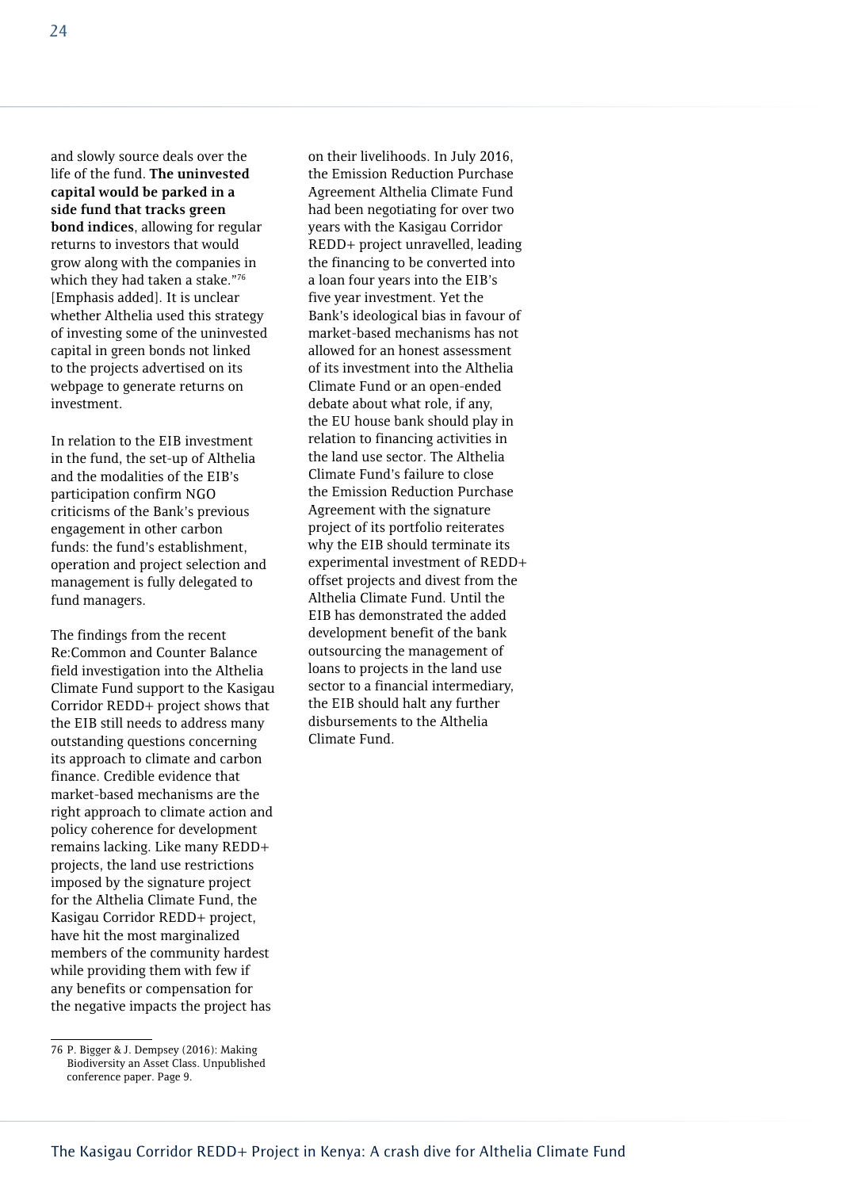and slowly source deals over the life of the fund. **The uninvested capital would be parked in a side fund that tracks green bond indices**, allowing for regular returns to investors that would grow along with the companies in which they had taken a stake."[76] [Emphasis added]. It is unclear whether Althelia used this strategy of investing some of the uninvested capital in green bonds not linked to the projects advertised on its webpage to generate returns on investment.

In relation to the EIB investment in the fund, the set-up of Althelia and the modalities of the EIB's participation confirm NGO criticisms of the Bank's previous engagement in other carbon funds: the fund's establishment, operation and project selection and management is fully delegated to fund managers.

The findings from the recent Re:Common and Counter Balance field investigation into the Althelia Climate Fund support to the Kasigau Corridor REDD+ project shows that the EIB still needs to address many outstanding questions concerning its approach to climate and carbon finance. Credible evidence that market-based mechanisms are the right approach to climate action and policy coherence for development remains lacking. Like many REDD+ projects, the land use restrictions imposed by the signature project for the Althelia Climate Fund, the Kasigau Corridor REDD+ project, have hit the most marginalized members of the community hardest while providing them with few if any benefits or compensation for the negative impacts the project has on their livelihoods. In July 2016, the Emission Reduction Purchase Agreement Althelia Climate Fund had been negotiating for over two years with the Kasigau Corridor REDD+ project unravelled, leading the financing to be converted into a loan four years into the EIB's five year investment. Yet the Bank's ideological bias in favour of market-based mechanisms has not allowed for an honest assessment of its investment into the Althelia Climate Fund or an open-ended debate about what role, if any, the EU house bank should play in relation to financing activities in the land use sector. The Althelia Climate Fund's failure to close the Emission Reduction Purchase Agreement with the signature project of its portfolio reiterates why the EIB should terminate its experimental investment of REDD+ offset projects and divest from the Althelia Climate Fund. Until the EIB has demonstrated the added development benefit of the bank outsourcing the management of loans to projects in the land use sector to a financial intermediary, the EIB should halt any further disbursements to the Althelia Climate Fund.

---

76 P. Bigger & J. Dempsey (2016): Making Biodiversity an Asset Class. Unpublished conference paper. Page 9.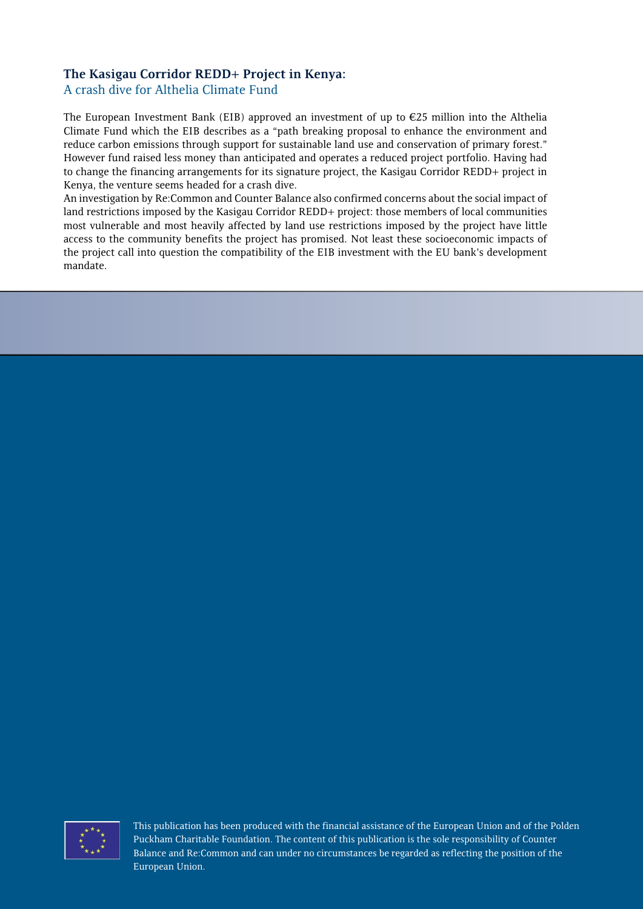**The Kasigau Corridor REDD+ Project in Kenya:**
A crash dive for Althelia Climate Fund

The European Investment Bank (EIB) approved an investment of up to €25 million into the Althelia Climate Fund which the EIB describes as a "path breaking proposal to enhance the environment and reduce carbon emissions through support for sustainable land use and conservation of primary forest." However fund raised less money than anticipated and operates a reduced project portfolio. Having had to change the financing arrangements for its signature project, the Kasigau Corridor REDD+ project in Kenya, the venture seems headed for a crash dive.
An investigation by Re:Common and Counter Balance also confirmed concerns about the social impact of land restrictions imposed by the Kasigau Corridor REDD+ project: those members of local communities most vulnerable and most heavily affected by land use restrictions imposed by the project have little access to the community benefits the project has promised. Not least these socioeconomic impacts of the project call into question the compatibility of the EIB investment with the EU bank's development mandate.

This publication has been produced with the financial assistance of the European Union and of the Polden Puckham Charitable Foundation. The content of this publication is the sole responsibility of Counter Balance and Re:Common and can under no circumstances be regarded as reflecting the position of the European Union.